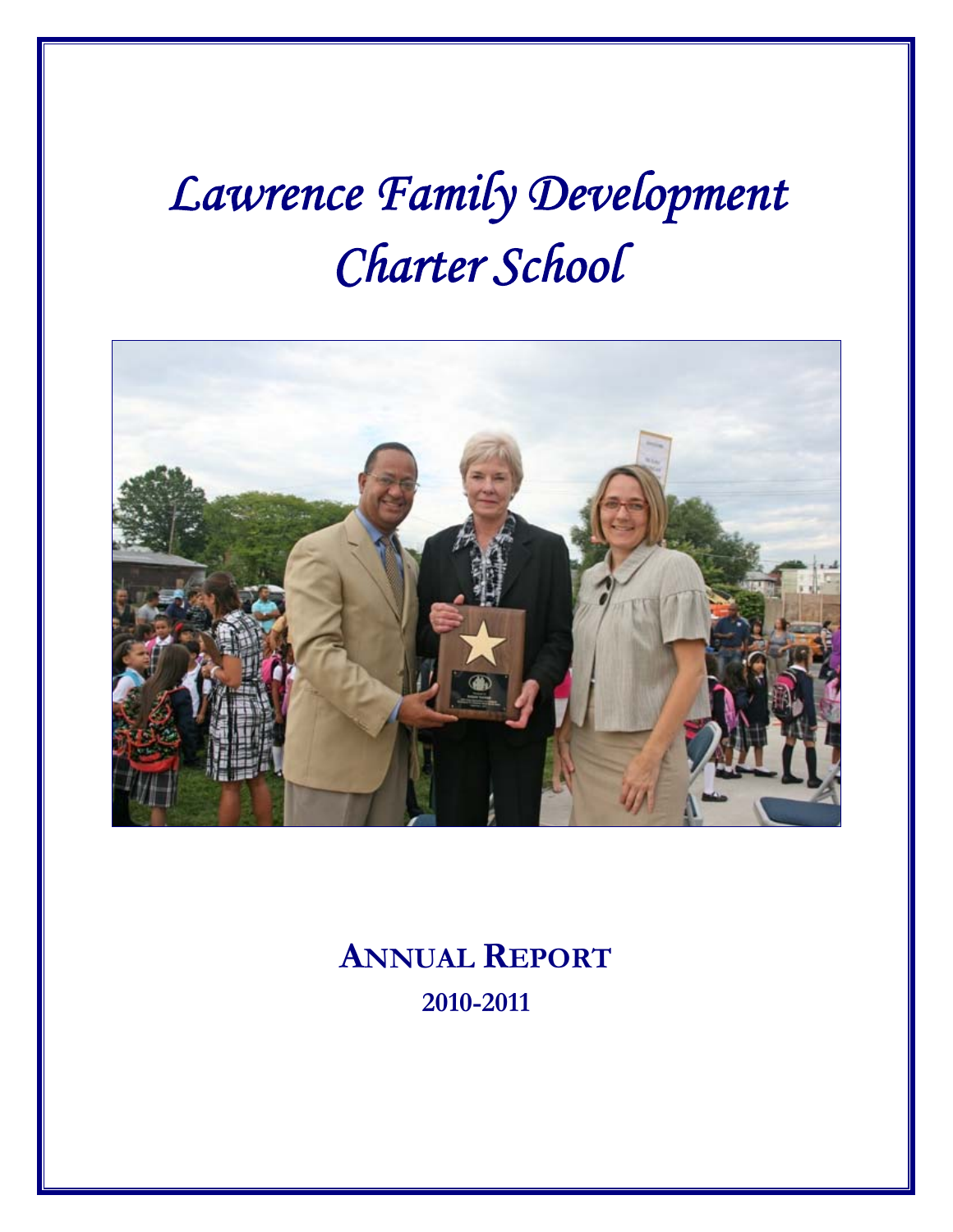# Lawrence Family Development Charter School

**ANNUAL REPORT**

**2010-2011**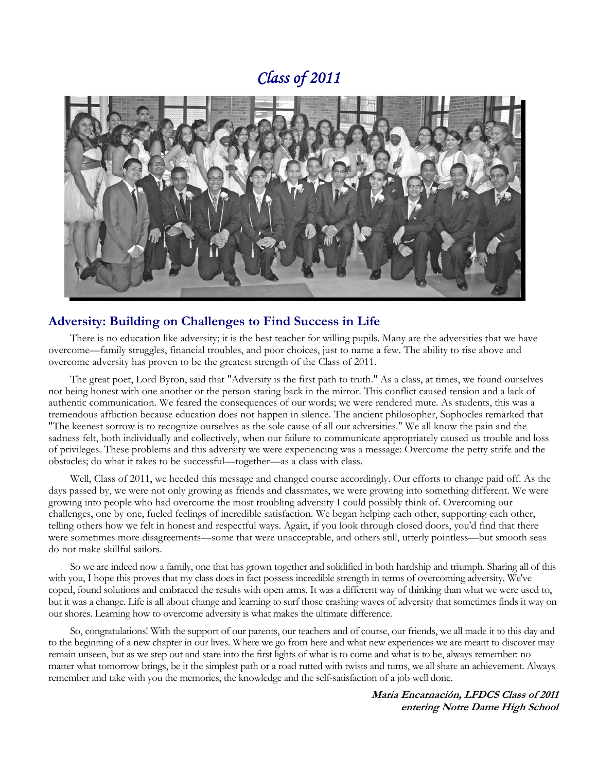# *Class of 2011*

## Adversity: Building on Challenges to Find Success in Life

There is no education like adversity; it is the best teacher for willing pupils. Many are the adversities that we have overcome—family struggles, financial troubles, and poor choices, just to name a few. The ability to rise above and overcome adversity has proven to be the greatest strength of the Class of 2011.

The great poet, Lord Byron, said that "Adversity is the first path to truth." As a class, at times, we found ourselves not being honest with one another or the person staring back in the mirror. This conflict caused tension and a lack of authentic communication. We feared the consequences of our words; we were rendered mute. As students, this was a tremendous affliction because education does not happen in silence. The ancient philosopher, Sophocles remarked that "The keenest sorrow is to recognize ourselves as the sole cause of all our adversities." We all know the pain and the sadness felt, both individually and collectively, when our failure to communicate appropriately caused us trouble and loss of privileges. These problems and this adversity we were experiencing was a message: Overcome the petty strife and the obstacles; do what it takes to be successful—together—as a class with class.

Well, Class of 2011, we heeded this message and changed course accordingly. Our efforts to change paid off. As the days passed by, we were not only growing as friends and classmates, we were growing into something different. We were growing into people who had overcome the most troubling adversity I could possibly think of. Overcoming our challenges, one by one, fueled feelings of incredible satisfaction. We began helping each other, supporting each other, telling others how we felt in honest and respectful ways. Again, if you look through closed doors, you'd find that there were sometimes more disagreements—some that were unacceptable, and others still, utterly pointless—but smooth seas do not make skillful sailors.

So we are indeed now a family, one that has grown together and solidified in both hardship and triumph. Sharing all of this with you, I hope this proves that my class does in fact possess incredible strength in terms of overcoming adversity. We've coped, found solutions and embraced the results with open arms. It was a different way of thinking than what we were used to, but it was a change. Life is all about change and learning to surf those crashing waves of adversity that sometimes finds it way on our shores. Learning how to overcome adversity is what makes the ultimate difference.

So, congratulations! With the support of our parents, our teachers and of course, our friends, we all made it to this day and to the beginning of a new chapter in our lives. Where we go from here and what new experiences we are meant to discover may remain unseen, but as we step out and stare into the first lights of what is to come and what is to be, always remember: no matter what tomorrow brings, be it the simplest path or a road rutted with twists and turns, we all share an achievement. Always remember and take with you the memories, the knowledge and the self-satisfaction of a job well done.

***Maria Encarnación, LFDCS Class of 2011***
***entering Notre Dame High School***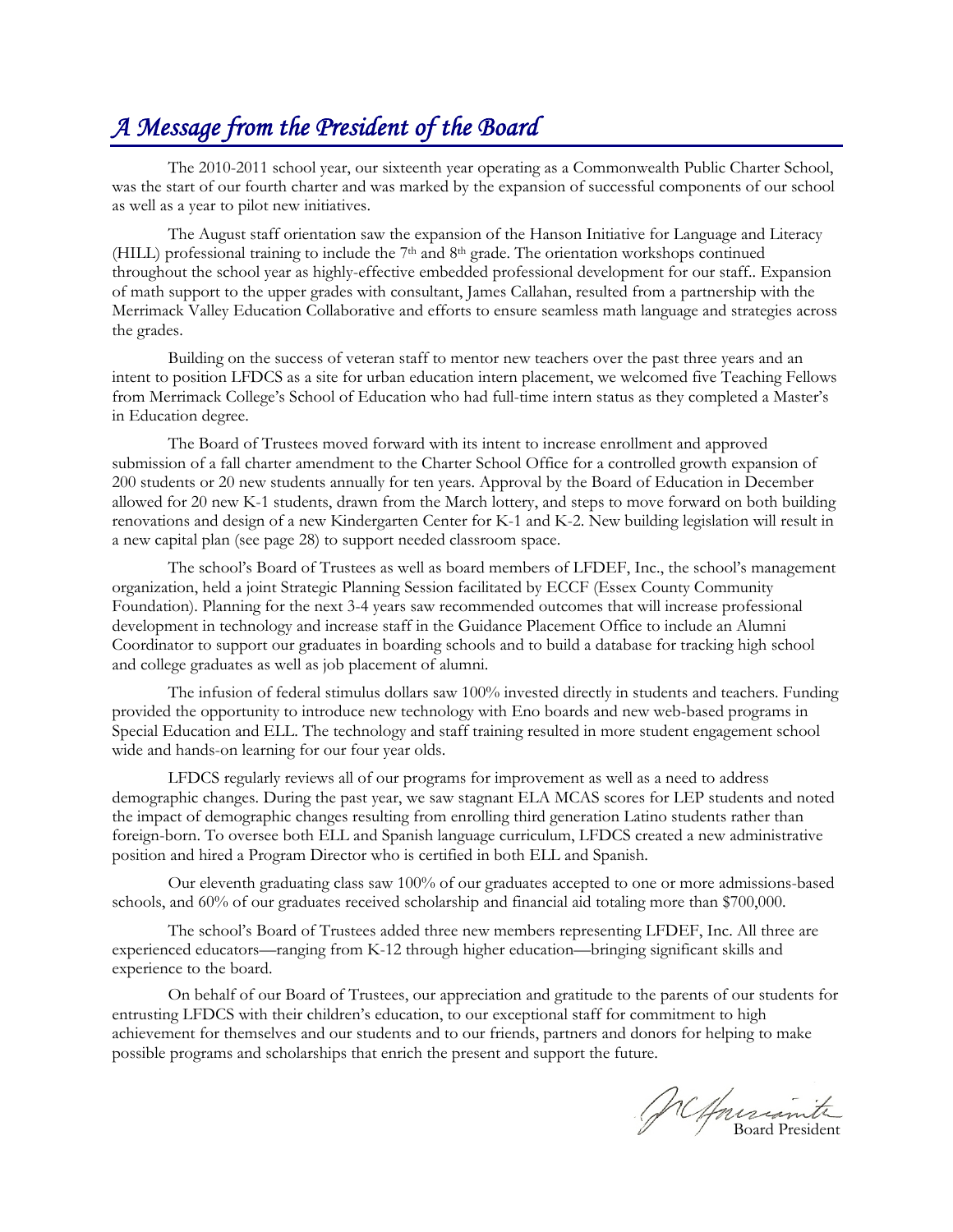# *A Message from the President of the Board*

The 2010-2011 school year, our sixteenth year operating as a Commonwealth Public Charter School, was the start of our fourth charter and was marked by the expansion of successful components of our school as well as a year to pilot new initiatives.

The August staff orientation saw the expansion of the Hanson Initiative for Language and Literacy (HILL) professional training to include the 7th and 8th grade. The orientation workshops continued throughout the school year as highly-effective embedded professional development for our staff.. Expansion of math support to the upper grades with consultant, James Callahan, resulted from a partnership with the Merrimack Valley Education Collaborative and efforts to ensure seamless math language and strategies across the grades.

Building on the success of veteran staff to mentor new teachers over the past three years and an intent to position LFDCS as a site for urban education intern placement, we welcomed five Teaching Fellows from Merrimack College's School of Education who had full-time intern status as they completed a Master's in Education degree.

The Board of Trustees moved forward with its intent to increase enrollment and approved submission of a fall charter amendment to the Charter School Office for a controlled growth expansion of 200 students or 20 new students annually for ten years. Approval by the Board of Education in December allowed for 20 new K-1 students, drawn from the March lottery, and steps to move forward on both building renovations and design of a new Kindergarten Center for K-1 and K-2. New building legislation will result in a new capital plan (see page 28) to support needed classroom space.

The school's Board of Trustees as well as board members of LFDEF, Inc., the school's management organization, held a joint Strategic Planning Session facilitated by ECCF (Essex County Community Foundation). Planning for the next 3-4 years saw recommended outcomes that will increase professional development in technology and increase staff in the Guidance Placement Office to include an Alumni Coordinator to support our graduates in boarding schools and to build a database for tracking high school and college graduates as well as job placement of alumni.

The infusion of federal stimulus dollars saw 100% invested directly in students and teachers. Funding provided the opportunity to introduce new technology with Eno boards and new web-based programs in Special Education and ELL. The technology and staff training resulted in more student engagement school wide and hands-on learning for our four year olds.

LFDCS regularly reviews all of our programs for improvement as well as a need to address demographic changes. During the past year, we saw stagnant ELA MCAS scores for LEP students and noted the impact of demographic changes resulting from enrolling third generation Latino students rather than foreign-born. To oversee both ELL and Spanish language curriculum, LFDCS created a new administrative position and hired a Program Director who is certified in both ELL and Spanish.

Our eleventh graduating class saw 100% of our graduates accepted to one or more admissions-based schools, and 60% of our graduates received scholarship and financial aid totaling more than $700,000.

The school's Board of Trustees added three new members representing LFDEF, Inc. All three are experienced educators—ranging from K-12 through higher education—bringing significant skills and experience to the board.

On behalf of our Board of Trustees, our appreciation and gratitude to the parents of our students for entrusting LFDCS with their children's education, to our exceptional staff for commitment to high achievement for themselves and our students and to our friends, partners and donors for helping to make possible programs and scholarships that enrich the present and support the future.

Board President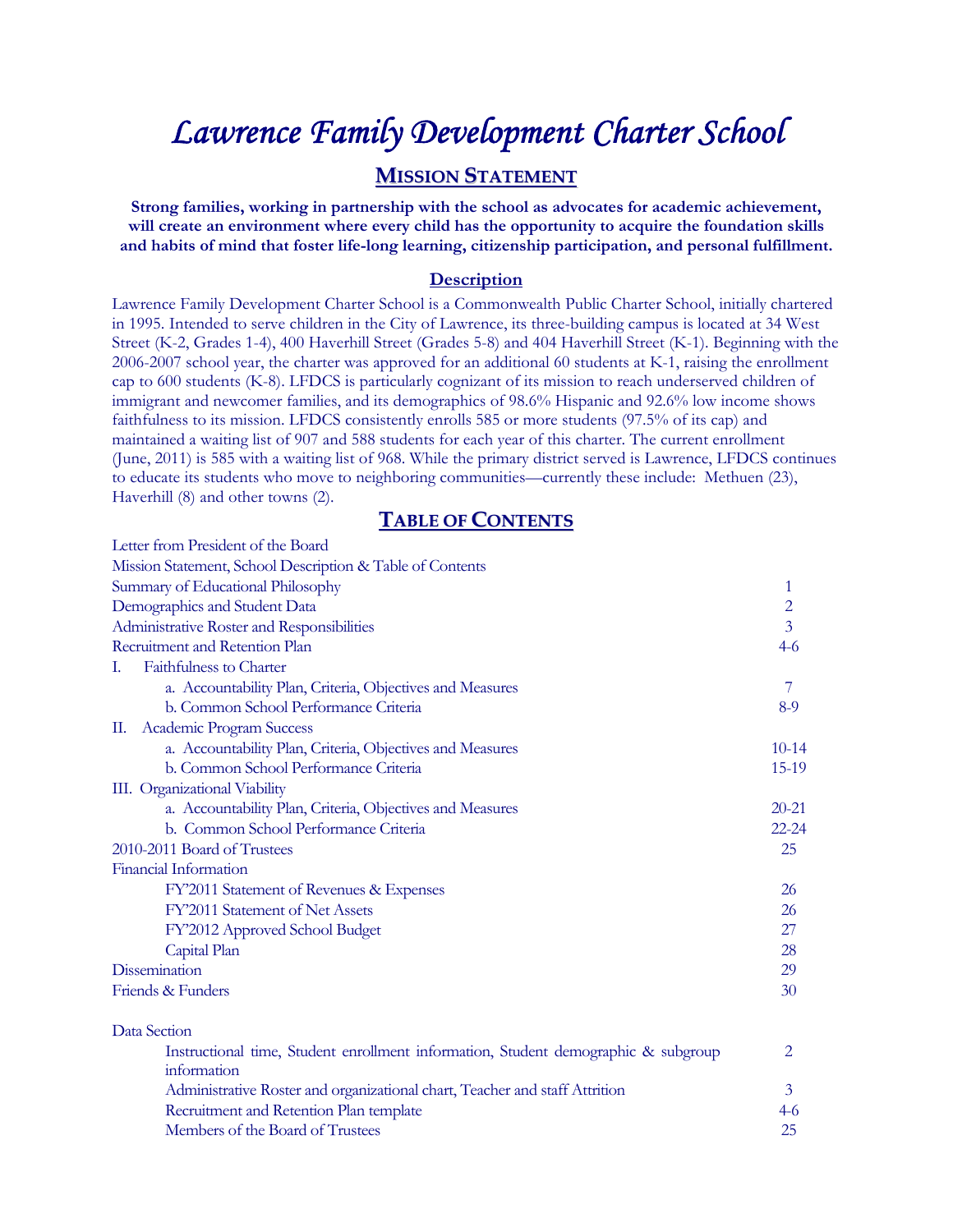# *Lawrence Family Development Charter School*

## MISSION STATEMENT

**Strong families, working in partnership with the school as advocates for academic achievement, will create an environment where every child has the opportunity to acquire the foundation skills and habits of mind that foster life-long learning, citizenship participation, and personal fulfillment.**

### Description

Lawrence Family Development Charter School is a Commonwealth Public Charter School, initially chartered in 1995. Intended to serve children in the City of Lawrence, its three-building campus is located at 34 West Street (K-2, Grades 1-4), 400 Haverhill Street (Grades 5-8) and 404 Haverhill Street (K-1). Beginning with the 2006-2007 school year, the charter was approved for an additional 60 students at K-1, raising the enrollment cap to 600 students (K-8). LFDCS is particularly cognizant of its mission to reach underserved children of immigrant and newcomer families, and its demographics of 98.6% Hispanic and 92.6% low income shows faithfulness to its mission. LFDCS consistently enrolls 585 or more students (97.5% of its cap) and maintained a waiting list of 907 and 588 students for each year of this charter. The current enrollment (June, 2011) is 585 with a waiting list of 968. While the primary district served is Lawrence, LFDCS continues to educate its students who move to neighboring communities—currently these include: Methuen (23), Haverhill (8) and other towns (2).

## TABLE OF CONTENTS

| | |
|---|---|
| Letter from President of the Board | |
| Mission Statement, School Description & Table of Contents | |
| Summary of Educational Philosophy | 1 |
| Demographics and Student Data | 2 |
| Administrative Roster and Responsibilities | 3 |
| Recruitment and Retention Plan | 4-6 |
| I. Faithfulness to Charter | |
| a. Accountability Plan, Criteria, Objectives and Measures | 7 |
| b. Common School Performance Criteria | 8-9 |
| II. Academic Program Success | |
| a. Accountability Plan, Criteria, Objectives and Measures | 10-14 |
| b. Common School Performance Criteria | 15-19 |
| III. Organizational Viability | |
| a. Accountability Plan, Criteria, Objectives and Measures | 20-21 |
| b. Common School Performance Criteria | 22-24 |
| 2010-2011 Board of Trustees | 25 |
| Financial Information | |
| FY'2011 Statement of Revenues & Expenses | 26 |
| FY'2011 Statement of Net Assets | 26 |
| FY'2012 Approved School Budget | 27 |
| Capital Plan | 28 |
| Dissemination | 29 |
| Friends & Funders | 30 |
| | |
| Data Section | |
| Instructional time, Student enrollment information, Student demographic & subgroup information | 2 |
| Administrative Roster and organizational chart, Teacher and staff Attrition | 3 |
| Recruitment and Retention Plan template | 4-6 |
| Members of the Board of Trustees | 25 |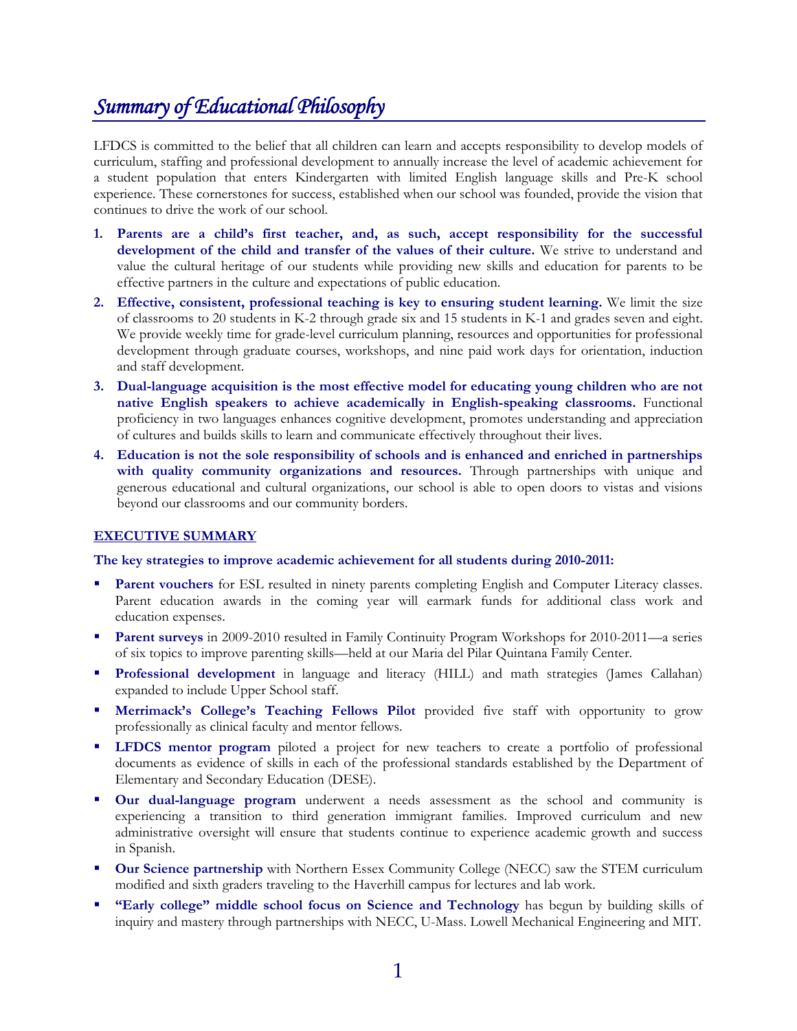# *Summary of Educational Philosophy*

LFDCS is committed to the belief that all children can learn and accepts responsibility to develop models of curriculum, staffing and professional development to annually increase the level of academic achievement for a student population that enters Kindergarten with limited English language skills and Pre-K school experience. These cornerstones for success, established when our school was founded, provide the vision that continues to drive the work of our school.

1. **Parents are a child's first teacher, and, as such, accept responsibility for the successful development of the child and transfer of the values of their culture.** We strive to understand and value the cultural heritage of our students while providing new skills and education for parents to be effective partners in the culture and expectations of public education.
2. **Effective, consistent, professional teaching is key to ensuring student learning.** We limit the size of classrooms to 20 students in K-2 through grade six and 15 students in K-1 and grades seven and eight. We provide weekly time for grade-level curriculum planning, resources and opportunities for professional development through graduate courses, workshops, and nine paid work days for orientation, induction and staff development.
3. **Dual-language acquisition is the most effective model for educating young children who are not native English speakers to achieve academically in English-speaking classrooms.** Functional proficiency in two languages enhances cognitive development, promotes understanding and appreciation of cultures and builds skills to learn and communicate effectively throughout their lives.
4. **Education is not the sole responsibility of schools and is enhanced and enriched in partnerships with quality community organizations and resources.** Through partnerships with unique and generous educational and cultural organizations, our school is able to open doors to vistas and visions beyond our classrooms and our community borders.

## EXECUTIVE SUMMARY

**The key strategies to improve academic achievement for all students during 2010-2011:**

- **Parent vouchers** for ESL resulted in ninety parents completing English and Computer Literacy classes. Parent education awards in the coming year will earmark funds for additional class work and education expenses.
- **Parent surveys** in 2009-2010 resulted in Family Continuity Program Workshops for 2010-2011—a series of six topics to improve parenting skills—held at our Maria del Pilar Quintana Family Center.
- **Professional development** in language and literacy (HILL) and math strategies (James Callahan) expanded to include Upper School staff.
- **Merrimack's College's Teaching Fellows Pilot** provided five staff with opportunity to grow professionally as clinical faculty and mentor fellows.
- **LFDCS mentor program** piloted a project for new teachers to create a portfolio of professional documents as evidence of skills in each of the professional standards established by the Department of Elementary and Secondary Education (DESE).
- **Our dual-language program** underwent a needs assessment as the school and community is experiencing a transition to third generation immigrant families. Improved curriculum and new administrative oversight will ensure that students continue to experience academic growth and success in Spanish.
- **Our Science partnership** with Northern Essex Community College (NECC) saw the STEM curriculum modified and sixth graders traveling to the Haverhill campus for lectures and lab work.
- **"Early college" middle school focus on Science and Technology** has begun by building skills of inquiry and mastery through partnerships with NECC, U-Mass. Lowell Mechanical Engineering and MIT.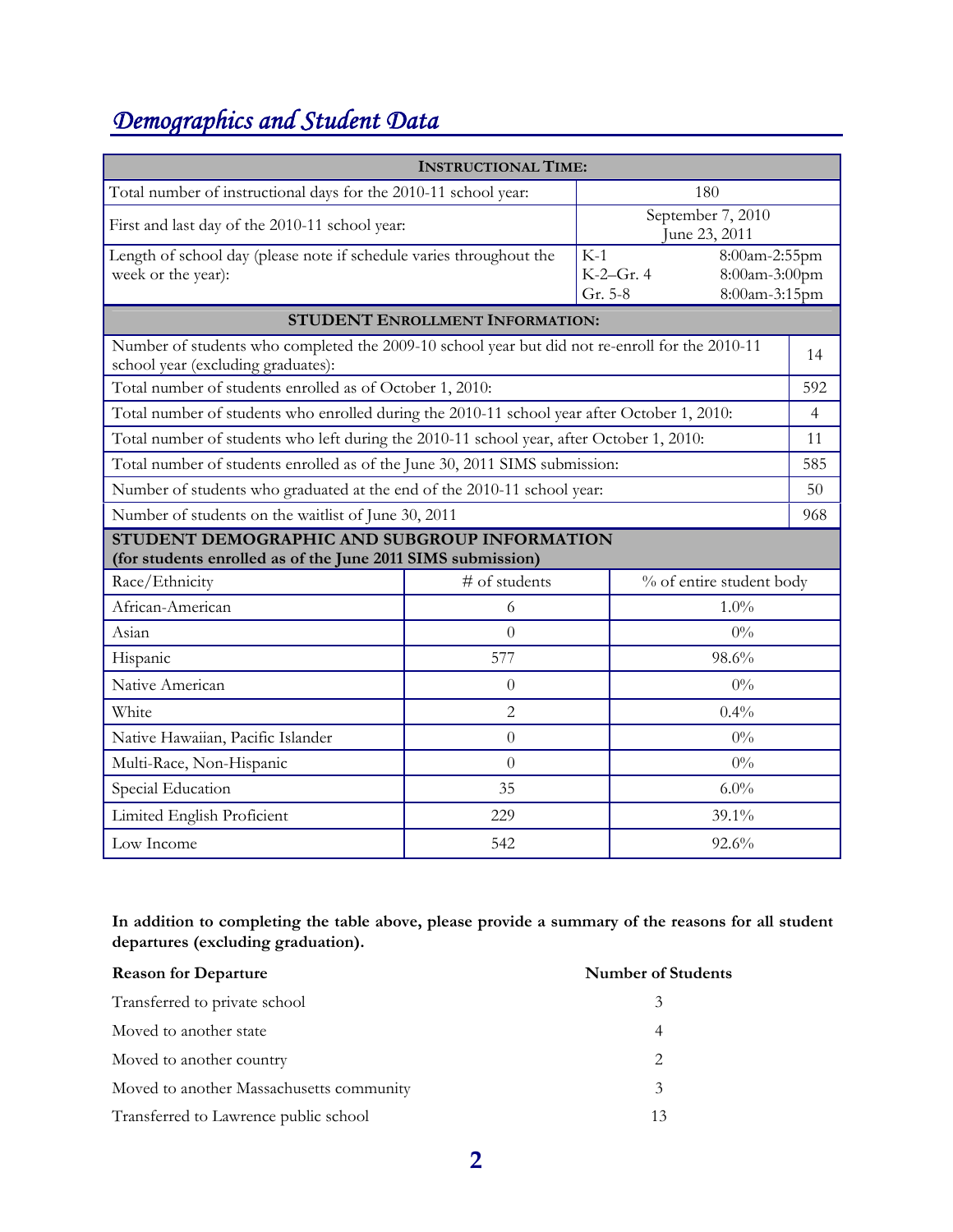## *Demographics and Student Data*

| INSTRUCTIONAL TIME: | |
|---|---|
| Total number of instructional days for the 2010-11 school year: | 180 |
| First and last day of the 2010-11 school year: | September 7, 2010<br>June 23, 2011 |
| Length of school day (please note if schedule varies throughout the week or the year): | K-1 8:00am-2:55pm<br>K-2–Gr. 4 8:00am-3:00pm<br>Gr. 5-8 8:00am-3:15pm |

| STUDENT ENROLLMENT INFORMATION: | |
|---|---|
| Number of students who completed the 2009-10 school year but did not re-enroll for the 2010-11 school year (excluding graduates): | 14 |
| Total number of students enrolled as of October 1, 2010: | 592 |
| Total number of students who enrolled during the 2010-11 school year after October 1, 2010: | 4 |
| Total number of students who left during the 2010-11 school year, after October 1, 2010: | 11 |
| Total number of students enrolled as of the June 30, 2011 SIMS submission: | 585 |
| Number of students who graduated at the end of the 2010-11 school year: | 50 |
| Number of students on the waitlist of June 30, 2011 | 968 |

**STUDENT DEMOGRAPHIC AND SUBGROUP INFORMATION**
**(for students enrolled as of the June 2011 SIMS submission)**

| Race/Ethnicity | # of students | % of entire student body |
|---|---|---|
| African-American | 6 | 1.0% |
| Asian | 0 | 0% |
| Hispanic | 577 | 98.6% |
| Native American | 0 | 0% |
| White | 2 | 0.4% |
| Native Hawaiian, Pacific Islander | 0 | 0% |
| Multi-Race, Non-Hispanic | 0 | 0% |
| Special Education | 35 | 6.0% |
| Limited English Proficient | 229 | 39.1% |
| Low Income | 542 | 92.6% |

**In addition to completing the table above, please provide a summary of the reasons for all student departures (excluding graduation).**

| Reason for Departure | Number of Students |
|---|---|
| Transferred to private school | 3 |
| Moved to another state | 4 |
| Moved to another country | 2 |
| Moved to another Massachusetts community | 3 |
| Transferred to Lawrence public school | 13 |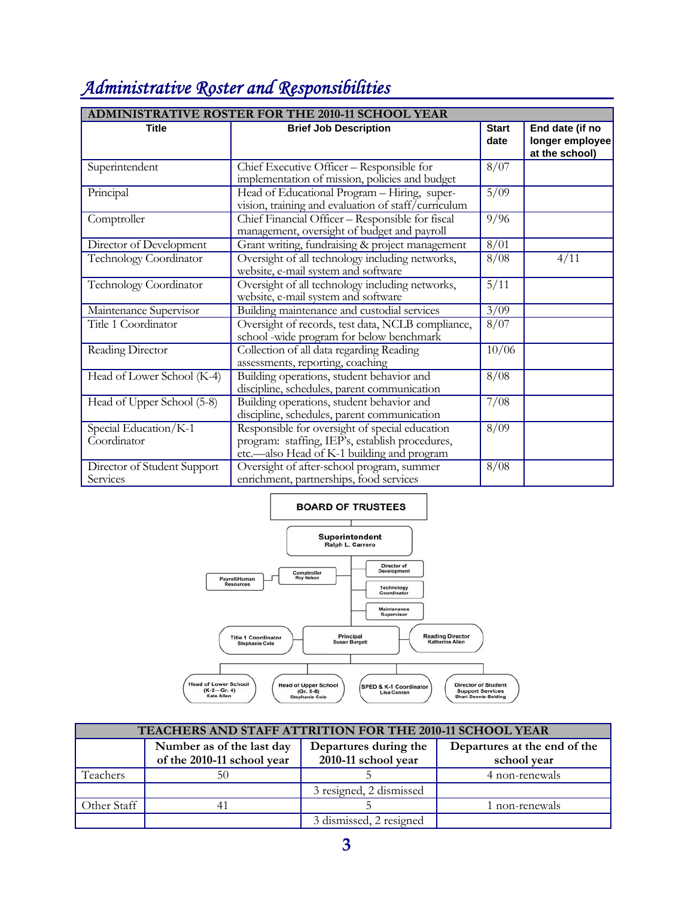# Administrative Roster and Responsibilities

| ADMINISTRATIVE ROSTER FOR THE 2010-11 SCHOOL YEAR | | | |
|---|---|---|---|
| **Title** | **Brief Job Description** | **Start date** | **End date (if no longer employee at the school)** |
| Superintendent | Chief Executive Officer – Responsible for implementation of mission, policies and budget | 8/07 | |
| Principal | Head of Educational Program – Hiring, supervision, training and evaluation of staff/curriculum | 5/09 | |
| Comptroller | Chief Financial Officer – Responsible for fiscal management, oversight of budget and payroll | 9/96 | |
| Director of Development | Grant writing, fundraising & project management | 8/01 | |
| Technology Coordinator | Oversight of all technology including networks, website, e-mail system and software | 8/08 | 4/11 |
| Technology Coordinator | Oversight of all technology including networks, website, e-mail system and software | 5/11 | |
| Maintenance Supervisor | Building maintenance and custodial services | 3/09 | |
| Title 1 Coordinator | Oversight of records, test data, NCLB compliance, school -wide program for below benchmark | 8/07 | |
| Reading Director | Collection of all data regarding Reading assessments, reporting, coaching | 10/06 | |
| Head of Lower School (K-4) | Building operations, student behavior and discipline, schedules, parent communication | 8/08 | |
| Head of Upper School (5-8) | Building operations, student behavior and discipline, schedules, parent communication | 7/08 | |
| Special Education/K-1 Coordinator | Responsible for oversight of special education program: staffing, IEP's, establish procedures, etc.—also Head of K-1 building and program | 8/09 | |
| Director of Student Support Services | Oversight of after-school program, summer enrichment, partnerships, food services | 8/08 | |

BOARD OF TRUSTEES

- Superintendent – Ralph L. Carrero
  - Comptroller – Roy Nelson
    - Payroll/Human Resources
  - Director of Development
  - Technology Coordinator
  - Maintenance Supervisor
  - Principal – Susan Burgett
    - Title 1 Coordinator – Stephanie Cole
    - Reading Director – Katherine Allen
    - Head of Lower School (K-2—Gr. 4) – Kate Allen
    - Head of Upper School (Gr. 5-8) – Stephanie Cole
    - SPED & K-1 Coordinator – Lisa Conran
    - Director of Student Support Services – Shari Dennis-Belding

| TEACHERS AND STAFF ATTRITION FOR THE 2010-11 SCHOOL YEAR | | | |
|---|---|---|---|
| | **Number as of the last day of the 2010-11 school year** | **Departures during the 2010-11 school year** | **Departures at the end of the school year** |
| Teachers | 50 | 5 | 4 non-renewals |
| | | 3 resigned, 2 dismissed | |
| Other Staff | 41 | 5 | 1 non-renewals |
| | | 3 dismissed, 2 resigned | |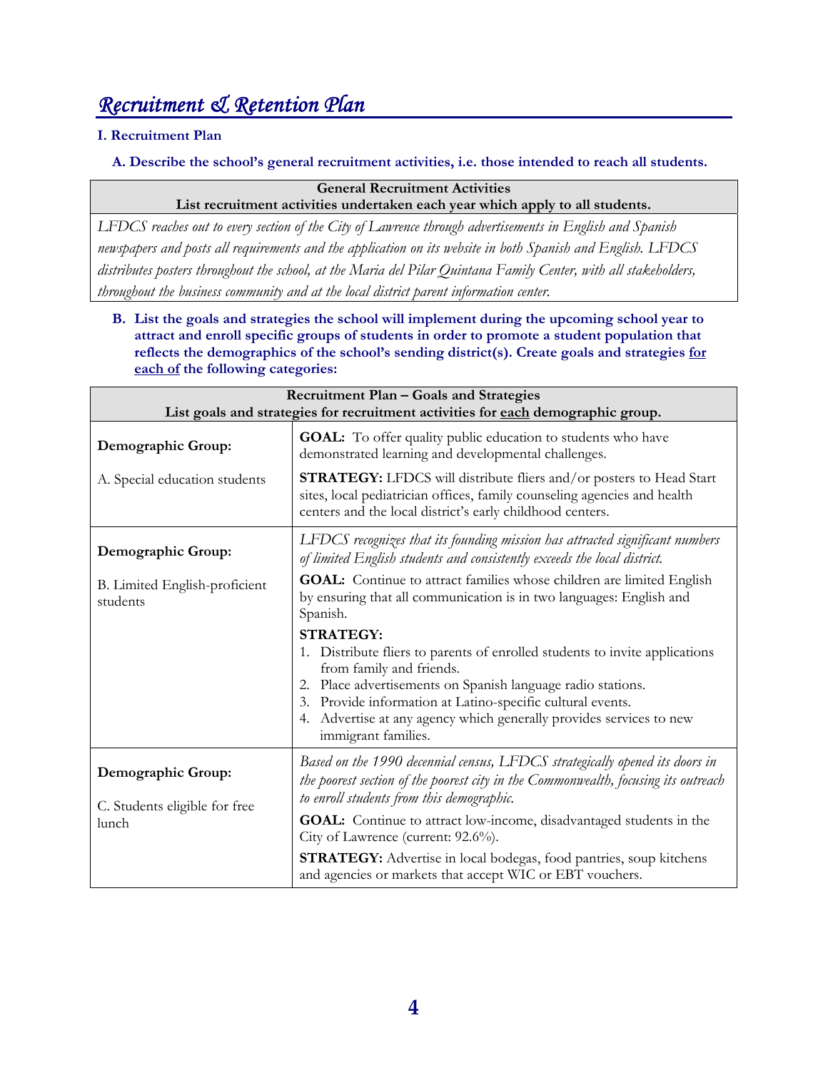# *Recruitment & Retention Plan*

### I. Recruitment Plan

**A. Describe the school's general recruitment activities, i.e. those intended to reach all students.**

| **General Recruitment Activities**<br>**List recruitment activities undertaken each year which apply to all students.** |
|---|
| *LFDCS reaches out to every section of the City of Lawrence through advertisements in English and Spanish newspapers and posts all requirements and the application on its website in both Spanish and English. LFDCS distributes posters throughout the school, at the Maria del Pilar Quintana Family Center, with all stakeholders, throughout the business community and at the local district parent information center.* |

**B. List the goals and strategies the school will implement during the upcoming school year to attract and enroll specific groups of students in order to promote a student population that reflects the demographics of the school's sending district(s). Create goals and strategies <u>for each of</u> the following categories:**

| **Recruitment Plan – Goals and Strategies**<br>**List goals and strategies for recruitment activities for <u>each</u> demographic group.** | |
|---|---|
| **Demographic Group:**<br><br>A. Special education students | **GOAL:** To offer quality public education to students who have demonstrated learning and developmental challenges.<br><br>**STRATEGY:** LFDCS will distribute fliers and/or posters to Head Start sites, local pediatrician offices, family counseling agencies and health centers and the local district's early childhood centers. |
| **Demographic Group:**<br><br>B. Limited English-proficient students | *LFDCS recognizes that its founding mission has attracted significant numbers of limited English students and consistently exceeds the local district.*<br><br>**GOAL:** Continue to attract families whose children are limited English by ensuring that all communication is in two languages: English and Spanish.<br><br>**STRATEGY:**<br>1. Distribute fliers to parents of enrolled students to invite applications from family and friends.<br>2. Place advertisements on Spanish language radio stations.<br>3. Provide information at Latino-specific cultural events.<br>4. Advertise at any agency which generally provides services to new immigrant families. |
| **Demographic Group:**<br><br>C. Students eligible for free lunch | *Based on the 1990 decennial census, LFDCS strategically opened its doors in the poorest section of the poorest city in the Commonwealth, focusing its outreach to enroll students from this demographic.*<br><br>**GOAL:** Continue to attract low-income, disadvantaged students in the City of Lawrence (current: 92.6%).<br><br>**STRATEGY:** Advertise in local bodegas, food pantries, soup kitchens and agencies or markets that accept WIC or EBT vouchers. |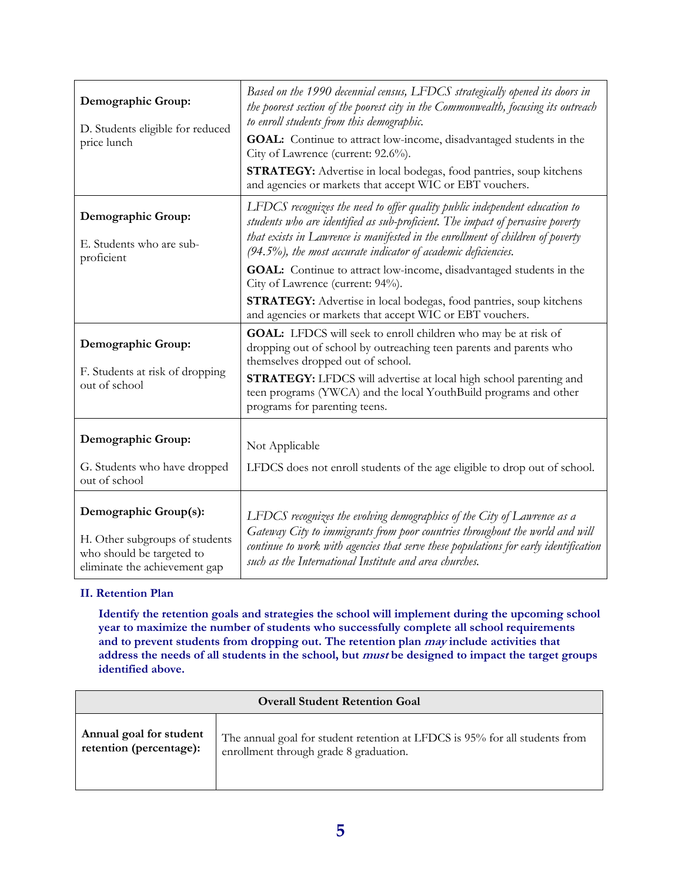| Demographic Group | Description |
|---|---|
| **Demographic Group:** D. Students eligible for reduced price lunch | *Based on the 1990 decennial census, LFDCS strategically opened its doors in the poorest section of the poorest city in the Commonwealth, focusing its outreach to enroll students from this demographic.* **GOAL:** Continue to attract low-income, disadvantaged students in the City of Lawrence (current: 92.6%). **STRATEGY:** Advertise in local bodegas, food pantries, soup kitchens and agencies or markets that accept WIC or EBT vouchers. |
| **Demographic Group:** E. Students who are sub-proficient | *LFDCS recognizes the need to offer quality public independent education to students who are identified as sub-proficient. The impact of pervasive poverty that exists in Lawrence is manifested in the enrollment of children of poverty (94.5%), the most accurate indicator of academic deficiencies.* **GOAL:** Continue to attract low-income, disadvantaged students in the City of Lawrence (current: 94%). **STRATEGY:** Advertise in local bodegas, food pantries, soup kitchens and agencies or markets that accept WIC or EBT vouchers. |
| **Demographic Group:** F. Students at risk of dropping out of school | **GOAL:** LFDCS will seek to enroll children who may be at risk of dropping out of school by outreaching teen parents and parents who themselves dropped out of school. **STRATEGY:** LFDCS will advertise at local high school parenting and teen programs (YWCA) and the local YouthBuild programs and other programs for parenting teens. |
| **Demographic Group:** G. Students who have dropped out of school | Not Applicable. LFDCS does not enroll students of the age eligible to drop out of school. |
| **Demographic Group(s):** H. Other subgroups of students who should be targeted to eliminate the achievement gap | *LFDCS recognizes the evolving demographics of the City of Lawrence as a Gateway City to immigrants from poor countries throughout the world and will continue to work with agencies that serve these populations for early identification such as the International Institute and area churches.* |

### II. Retention Plan

**Identify the retention goals and strategies the school will implement during the upcoming school year to maximize the number of students who successfully complete all school requirements and to prevent students from dropping out. The retention plan *may* include activities that address the needs of all students in the school, but *must* be designed to impact the target groups identified above.**

| Overall Student Retention Goal | |
|---|---|
| **Annual goal for student retention (percentage):** | The annual goal for student retention at LFDCS is 95% for all students from enrollment through grade 8 graduation. |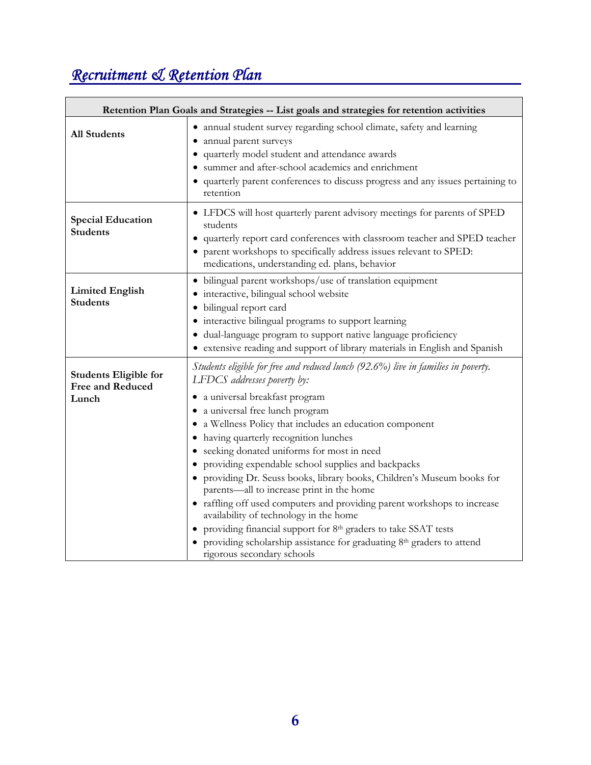## *Recruitment & Retention Plan*

| Retention Plan Goals and Strategies -- List goals and strategies for retention activities | |
|---|---|
| **All Students** | • annual student survey regarding school climate, safety and learning<br>• annual parent surveys<br>• quarterly model student and attendance awards<br>• summer and after-school academics and enrichment<br>• quarterly parent conferences to discuss progress and any issues pertaining to retention |
| **Special Education Students** | • LFDCS will host quarterly parent advisory meetings for parents of SPED students<br>• quarterly report card conferences with classroom teacher and SPED teacher<br>• parent workshops to specifically address issues relevant to SPED: medications, understanding ed. plans, behavior |
| **Limited English Students** | • bilingual parent workshops/use of translation equipment<br>• interactive, bilingual school website<br>• bilingual report card<br>• interactive bilingual programs to support learning<br>• dual-language program to support native language proficiency<br>• extensive reading and support of library materials in English and Spanish |
| **Students Eligible for Free and Reduced Lunch** | *Students eligible for free and reduced lunch (92.6%) live in families in poverty. LFDCS addresses poverty by:*<br>• a universal breakfast program<br>• a universal free lunch program<br>• a Wellness Policy that includes an education component<br>• having quarterly recognition lunches<br>• seeking donated uniforms for most in need<br>• providing expendable school supplies and backpacks<br>• providing Dr. Seuss books, library books, Children's Museum books for parents—all to increase print in the home<br>• raffling off used computers and providing parent workshops to increase availability of technology in the home<br>• providing financial support for 8th graders to take SSAT tests<br>• providing scholarship assistance for graduating 8th graders to attend rigorous secondary schools |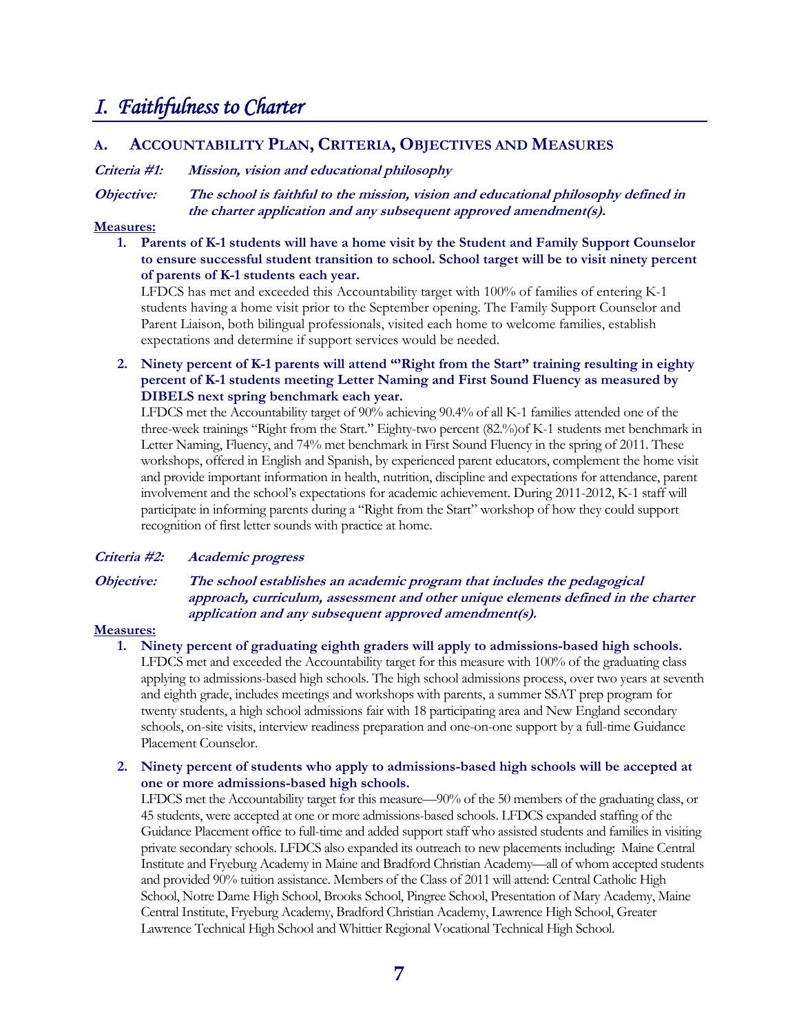# I. Faithfulness to Charter

## A. Accountability Plan, Criteria, Objectives and Measures

***Criteria #1: Mission, vision and educational philosophy***

***Objective: The school is faithful to the mission, vision and educational philosophy defined in the charter application and any subsequent approved amendment(s).***

**Measures:**

1. **Parents of K-1 students will have a home visit by the Student and Family Support Counselor to ensure successful student transition to school. School target will be to visit ninety percent of parents of K-1 students each year.**
   LFDCS has met and exceeded this Accountability target with 100% of families of entering K-1 students having a home visit prior to the September opening. The Family Support Counselor and Parent Liaison, both bilingual professionals, visited each home to welcome families, establish expectations and determine if support services would be needed.

2. **Ninety percent of K-1 parents will attend "'Right from the Start" training resulting in eighty percent of K-1 students meeting Letter Naming and First Sound Fluency as measured by DIBELS next spring benchmark each year.**
   LFDCS met the Accountability target of 90% achieving 90.4% of all K-1 families attended one of the three-week trainings "Right from the Start." Eighty-two percent (82.%)of K-1 students met benchmark in Letter Naming, Fluency, and 74% met benchmark in First Sound Fluency in the spring of 2011. These workshops, offered in English and Spanish, by experienced parent educators, complement the home visit and provide important information in health, nutrition, discipline and expectations for attendance, parent involvement and the school's expectations for academic achievement. During 2011-2012, K-1 staff will participate in informing parents during a "Right from the Start" workshop of how they could support recognition of first letter sounds with practice at home.

***Criteria #2: Academic progress***

***Objective: The school establishes an academic program that includes the pedagogical approach, curriculum, assessment and other unique elements defined in the charter application and any subsequent approved amendment(s).***

**Measures:**

1. **Ninety percent of graduating eighth graders will apply to admissions-based high schools.**
   LFDCS met and exceeded the Accountability target for this measure with 100% of the graduating class applying to admissions-based high schools. The high school admissions process, over two years at seventh and eighth grade, includes meetings and workshops with parents, a summer SSAT prep program for twenty students, a high school admissions fair with 18 participating area and New England secondary schools, on-site visits, interview readiness preparation and one-on-one support by a full-time Guidance Placement Counselor.

2. **Ninety percent of students who apply to admissions-based high schools will be accepted at one or more admissions-based high schools.**
   LFDCS met the Accountability target for this measure—90% of the 50 members of the graduating class, or 45 students, were accepted at one or more admissions-based schools. LFDCS expanded staffing of the Guidance Placement office to full-time and added support staff who assisted students and families in visiting private secondary schools. LFDCS also expanded its outreach to new placements including: Maine Central Institute and Fryeburg Academy in Maine and Bradford Christian Academy—all of whom accepted students and provided 90% tuition assistance. Members of the Class of 2011 will attend: Central Catholic High School, Notre Dame High School, Brooks School, Pingree School, Presentation of Mary Academy, Maine Central Institute, Fryeburg Academy, Bradford Christian Academy, Lawrence High School, Greater Lawrence Technical High School and Whittier Regional Vocational Technical High School.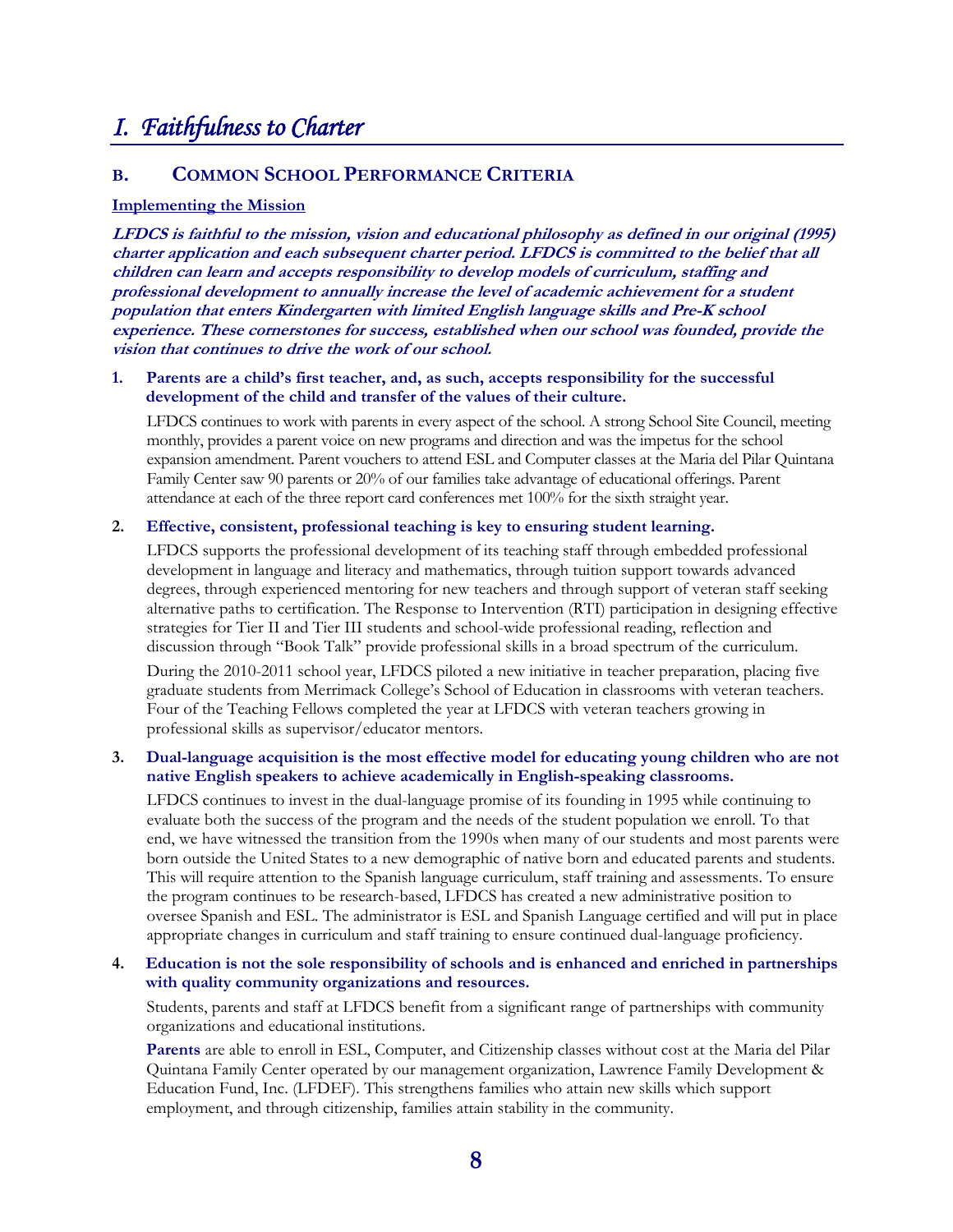# I. Faithfulness to Charter

## B. Common School Performance Criteria

**Implementing the Mission**

***LFDCS is faithful to the mission, vision and educational philosophy as defined in our original (1995) charter application and each subsequent charter period. LFDCS is committed to the belief that all children can learn and accepts responsibility to develop models of curriculum, staffing and professional development to annually increase the level of academic achievement for a student population that enters Kindergarten with limited English language skills and Pre-K school experience. These cornerstones for success, established when our school was founded, provide the vision that continues to drive the work of our school.***

1. **Parents are a child's first teacher, and, as such, accepts responsibility for the successful development of the child and transfer of the values of their culture.**

   LFDCS continues to work with parents in every aspect of the school. A strong School Site Council, meeting monthly, provides a parent voice on new programs and direction and was the impetus for the school expansion amendment. Parent vouchers to attend ESL and Computer classes at the Maria del Pilar Quintana Family Center saw 90 parents or 20% of our families take advantage of educational offerings. Parent attendance at each of the three report card conferences met 100% for the sixth straight year.

2. **Effective, consistent, professional teaching is key to ensuring student learning.**

   LFDCS supports the professional development of its teaching staff through embedded professional development in language and literacy and mathematics, through tuition support towards advanced degrees, through experienced mentoring for new teachers and through support of veteran staff seeking alternative paths to certification. The Response to Intervention (RTI) participation in designing effective strategies for Tier II and Tier III students and school-wide professional reading, reflection and discussion through "Book Talk" provide professional skills in a broad spectrum of the curriculum.

   During the 2010-2011 school year, LFDCS piloted a new initiative in teacher preparation, placing five graduate students from Merrimack College's School of Education in classrooms with veteran teachers. Four of the Teaching Fellows completed the year at LFDCS with veteran teachers growing in professional skills as supervisor/educator mentors.

3. **Dual-language acquisition is the most effective model for educating young children who are not native English speakers to achieve academically in English-speaking classrooms.**

   LFDCS continues to invest in the dual-language promise of its founding in 1995 while continuing to evaluate both the success of the program and the needs of the student population we enroll. To that end, we have witnessed the transition from the 1990s when many of our students and most parents were born outside the United States to a new demographic of native born and educated parents and students. This will require attention to the Spanish language curriculum, staff training and assessments. To ensure the program continues to be research-based, LFDCS has created a new administrative position to oversee Spanish and ESL. The administrator is ESL and Spanish Language certified and will put in place appropriate changes in curriculum and staff training to ensure continued dual-language proficiency.

4. **Education is not the sole responsibility of schools and is enhanced and enriched in partnerships with quality community organizations and resources.**

   Students, parents and staff at LFDCS benefit from a significant range of partnerships with community organizations and educational institutions.

   **Parents** are able to enroll in ESL, Computer, and Citizenship classes without cost at the Maria del Pilar Quintana Family Center operated by our management organization, Lawrence Family Development & Education Fund, Inc. (LFDEF). This strengthens families who attain new skills which support employment, and through citizenship, families attain stability in the community.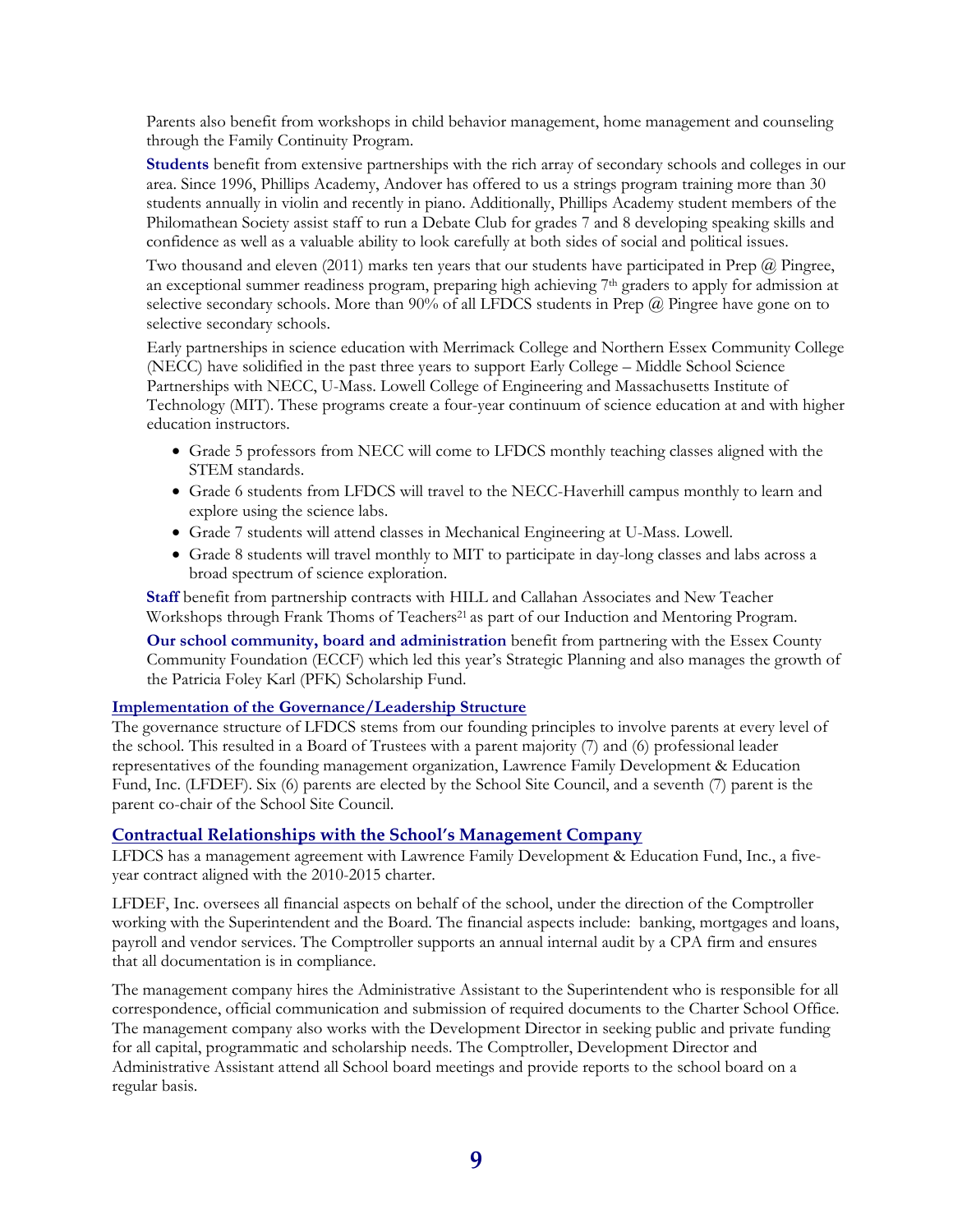Parents also benefit from workshops in child behavior management, home management and counseling through the Family Continuity Program.

**Students** benefit from extensive partnerships with the rich array of secondary schools and colleges in our area. Since 1996, Phillips Academy, Andover has offered to us a strings program training more than 30 students annually in violin and recently in piano. Additionally, Phillips Academy student members of the Philomathean Society assist staff to run a Debate Club for grades 7 and 8 developing speaking skills and confidence as well as a valuable ability to look carefully at both sides of social and political issues.

Two thousand and eleven (2011) marks ten years that our students have participated in Prep @ Pingree, an exceptional summer readiness program, preparing high achieving 7th graders to apply for admission at selective secondary schools. More than 90% of all LFDCS students in Prep @ Pingree have gone on to selective secondary schools.

Early partnerships in science education with Merrimack College and Northern Essex Community College (NECC) have solidified in the past three years to support Early College – Middle School Science Partnerships with NECC, U-Mass. Lowell College of Engineering and Massachusetts Institute of Technology (MIT). These programs create a four-year continuum of science education at and with higher education instructors.

- Grade 5 professors from NECC will come to LFDCS monthly teaching classes aligned with the STEM standards.
- Grade 6 students from LFDCS will travel to the NECC-Haverhill campus monthly to learn and explore using the science labs.
- Grade 7 students will attend classes in Mechanical Engineering at U-Mass. Lowell.
- Grade 8 students will travel monthly to MIT to participate in day-long classes and labs across a broad spectrum of science exploration.

**Staff** benefit from partnership contracts with HILL and Callahan Associates and New Teacher Workshops through Frank Thoms of Teachers[21] as part of our Induction and Mentoring Program.

**Our school community, board and administration** benefit from partnering with the Essex County Community Foundation (ECCF) which led this year's Strategic Planning and also manages the growth of the Patricia Foley Karl (PFK) Scholarship Fund.

## Implementation of the Governance/Leadership Structure

The governance structure of LFDCS stems from our founding principles to involve parents at every level of the school. This resulted in a Board of Trustees with a parent majority (7) and (6) professional leader representatives of the founding management organization, Lawrence Family Development & Education Fund, Inc. (LFDEF). Six (6) parents are elected by the School Site Council, and a seventh (7) parent is the parent co-chair of the School Site Council.

## Contractual Relationships with the School's Management Company

LFDCS has a management agreement with Lawrence Family Development & Education Fund, Inc., a five-year contract aligned with the 2010-2015 charter.

LFDEF, Inc. oversees all financial aspects on behalf of the school, under the direction of the Comptroller working with the Superintendent and the Board. The financial aspects include: banking, mortgages and loans, payroll and vendor services. The Comptroller supports an annual internal audit by a CPA firm and ensures that all documentation is in compliance.

The management company hires the Administrative Assistant to the Superintendent who is responsible for all correspondence, official communication and submission of required documents to the Charter School Office. The management company also works with the Development Director in seeking public and private funding for all capital, programmatic and scholarship needs. The Comptroller, Development Director and Administrative Assistant attend all School board meetings and provide reports to the school board on a regular basis.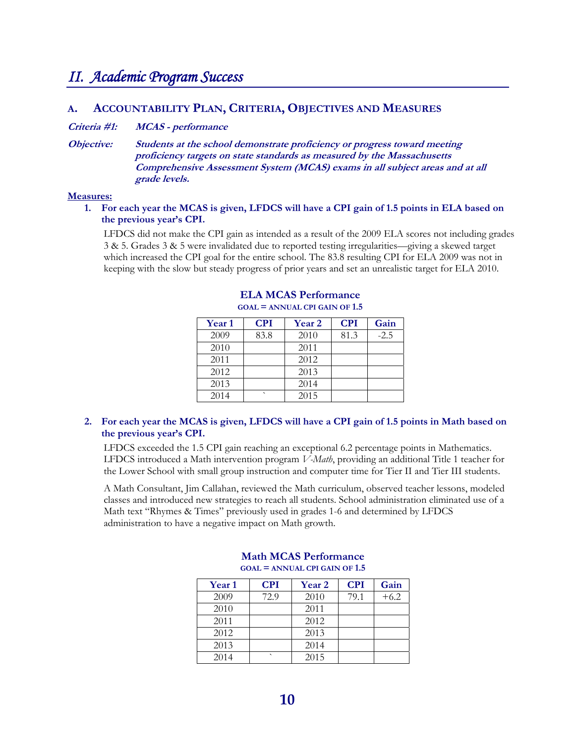# II. Academic Program Success

## A. Accountability Plan, Criteria, Objectives and Measures

***Criteria #1:*** ***MCAS - performance***

***Objective:*** ***Students at the school demonstrate proficiency or progress toward meeting proficiency targets on state standards as measured by the Massachusetts Comprehensive Assessment System (MCAS) exams in all subject areas and at all grade levels.***

**Measures:**

1. **For each year the MCAS is given, LFDCS will have a CPI gain of 1.5 points in ELA based on the previous year's CPI.**

   LFDCS did not make the CPI gain as intended as a result of the 2009 ELA scores not including grades 3 & 5. Grades 3 & 5 were invalidated due to reported testing irregularities—giving a skewed target which increased the CPI goal for the entire school. The 83.8 resulting CPI for ELA 2009 was not in keeping with the slow but steady progress of prior years and set an unrealistic target for ELA 2010.

**ELA MCAS Performance**
GOAL = ANNUAL CPI GAIN OF 1.5

| Year 1 | CPI | Year 2 | CPI | Gain |
|---|---|---|---|---|
| 2009 | 83.8 | 2010 | 81.3 | -2.5 |
| 2010 | | 2011 | | |
| 2011 | | 2012 | | |
| 2012 | | 2013 | | |
| 2013 | | 2014 | | |
| 2014 | ` | 2015 | | |

2. **For each year the MCAS is given, LFDCS will have a CPI gain of 1.5 points in Math based on the previous year's CPI.**

   LFDCS exceeded the 1.5 CPI gain reaching an exceptional 6.2 percentage points in Mathematics. LFDCS introduced a Math intervention program *V-Math*, providing an additional Title 1 teacher for the Lower School with small group instruction and computer time for Tier II and Tier III students.

   A Math Consultant, Jim Callahan, reviewed the Math curriculum, observed teacher lessons, modeled classes and introduced new strategies to reach all students. School administration eliminated use of a Math text "Rhymes & Times" previously used in grades 1-6 and determined by LFDCS administration to have a negative impact on Math growth.

**Math MCAS Performance**
GOAL = ANNUAL CPI GAIN OF 1.5

| Year 1 | CPI | Year 2 | CPI | Gain |
|---|---|---|---|---|
| 2009 | 72.9 | 2010 | 79.1 | +6.2 |
| 2010 | | 2011 | | |
| 2011 | | 2012 | | |
| 2012 | | 2013 | | |
| 2013 | | 2014 | | |
| 2014 | ` | 2015 | | |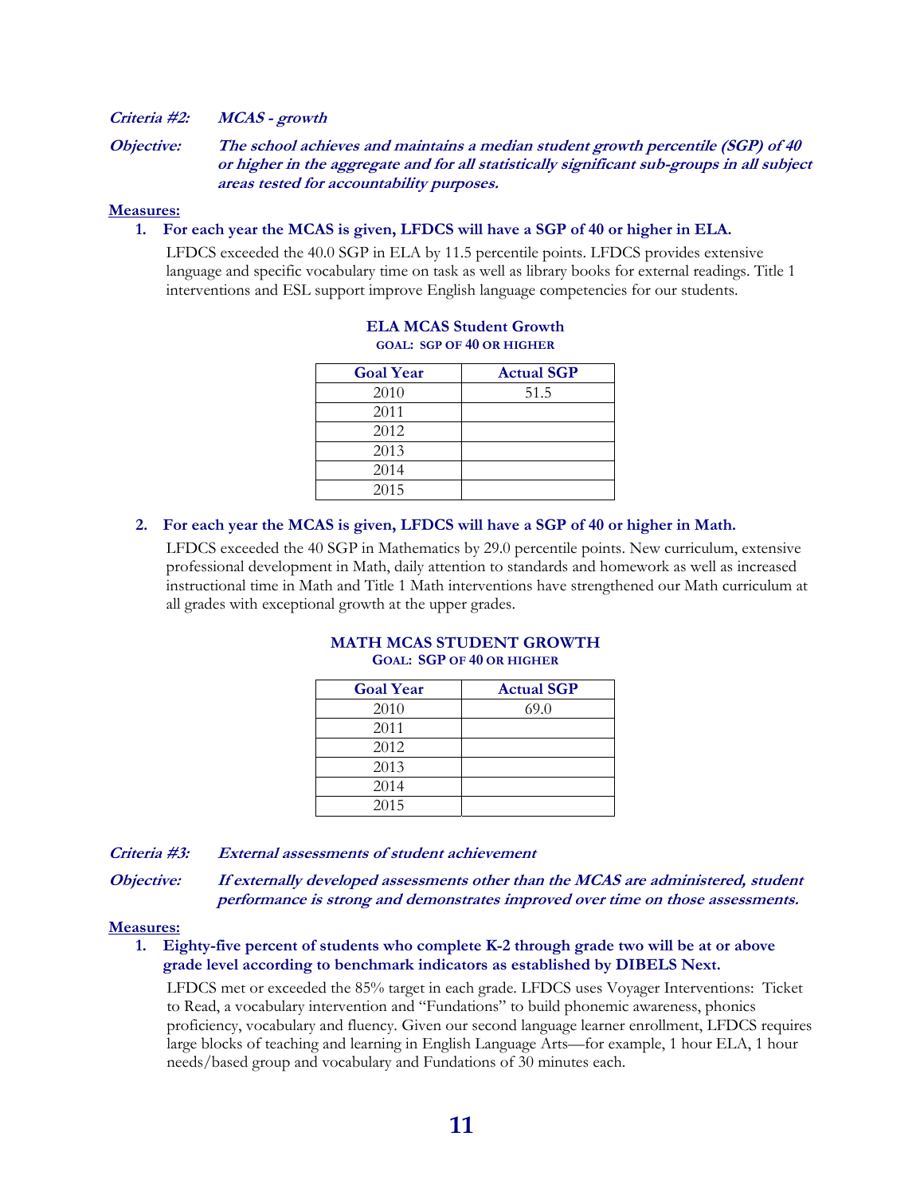***Criteria #2:*** ***MCAS - growth***

***Objective:*** ***The school achieves and maintains a median student growth percentile (SGP) of 40 or higher in the aggregate and for all statistically significant sub-groups in all subject areas tested for accountability purposes.***

**Measures:**

1. **For each year the MCAS is given, LFDCS will have a SGP of 40 or higher in ELA.**

   LFDCS exceeded the 40.0 SGP in ELA by 11.5 percentile points. LFDCS provides extensive language and specific vocabulary time on task as well as library books for external readings. Title 1 interventions and ESL support improve English language competencies for our students.

**ELA MCAS Student Growth**
**GOAL: SGP OF 40 OR HIGHER**

| Goal Year | Actual SGP |
|---|---|
| 2010 | 51.5 |
| 2011 | |
| 2012 | |
| 2013 | |
| 2014 | |
| 2015 | |

2. **For each year the MCAS is given, LFDCS will have a SGP of 40 or higher in Math.**

   LFDCS exceeded the 40 SGP in Mathematics by 29.0 percentile points. New curriculum, extensive professional development in Math, daily attention to standards and homework as well as increased instructional time in Math and Title 1 Math interventions have strengthened our Math curriculum at all grades with exceptional growth at the upper grades.

**MATH MCAS STUDENT GROWTH**
**GOAL: SGP OF 40 OR HIGHER**

| Goal Year | Actual SGP |
|---|---|
| 2010 | 69.0 |
| 2011 | |
| 2012 | |
| 2013 | |
| 2014 | |
| 2015 | |

***Criteria #3:*** ***External assessments of student achievement***

***Objective:*** ***If externally developed assessments other than the MCAS are administered, student performance is strong and demonstrates improved over time on those assessments.***

**Measures:**

1. **Eighty-five percent of students who complete K-2 through grade two will be at or above grade level according to benchmark indicators as established by DIBELS Next.**

   LFDCS met or exceeded the 85% target in each grade. LFDCS uses Voyager Interventions: Ticket to Read, a vocabulary intervention and "Fundations" to build phonemic awareness, phonics proficiency, vocabulary and fluency. Given our second language learner enrollment, LFDCS requires large blocks of teaching and learning in English Language Arts—for example, 1 hour ELA, 1 hour needs/based group and vocabulary and Fundations of 30 minutes each.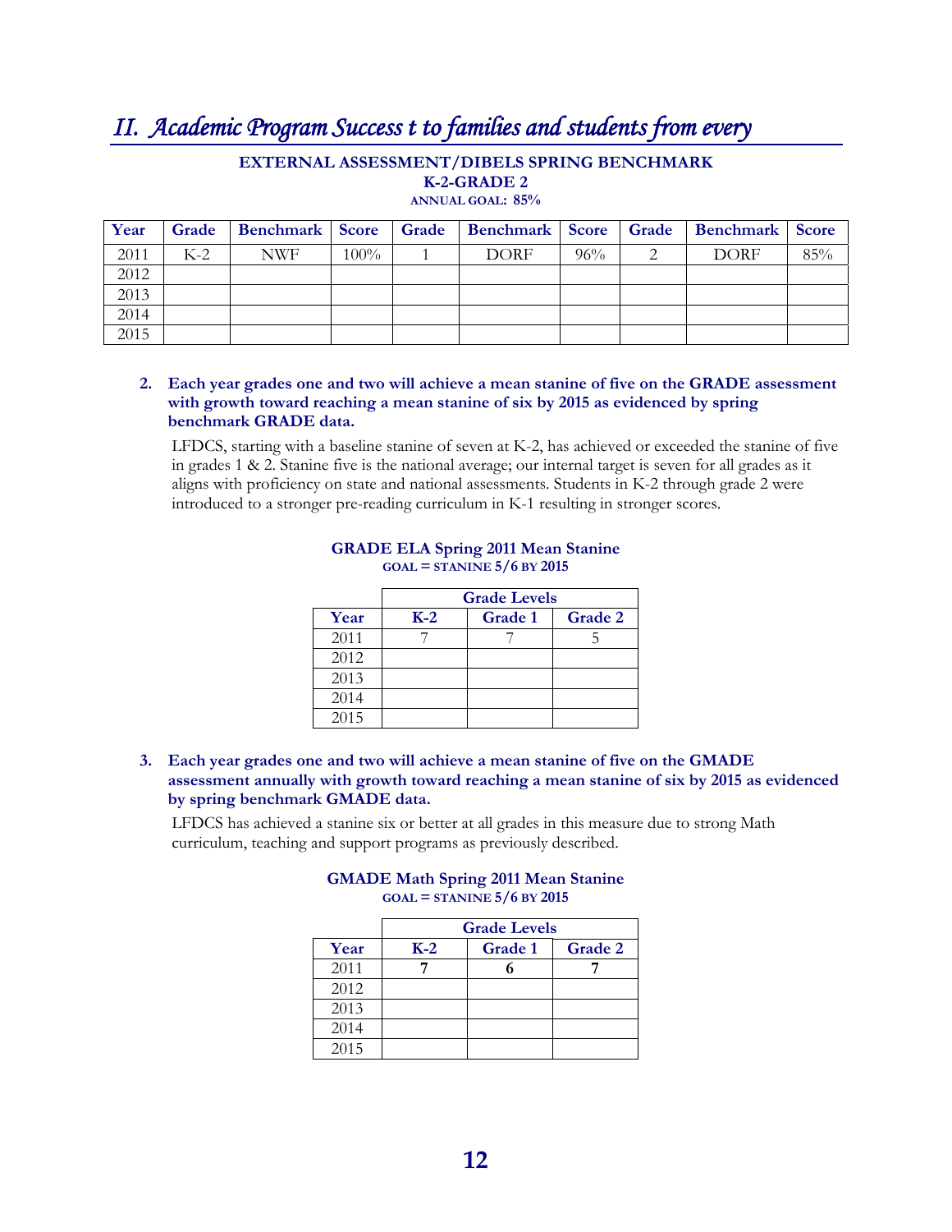## *II. Academic Program Success t to families and students from every*

**EXTERNAL ASSESSMENT/DIBELS SPRING BENCHMARK**
**K-2-GRADE 2**
**ANNUAL GOAL: 85%**

| Year | Grade | Benchmark | Score | Grade | Benchmark | Score | Grade | Benchmark | Score |
|---|---|---|---|---|---|---|---|---|---|
| 2011 | K-2 | NWF | 100% | 1 | DORF | 96% | 2 | DORF | 85% |
| 2012 | | | | | | | | | |
| 2013 | | | | | | | | | |
| 2014 | | | | | | | | | |
| 2015 | | | | | | | | | |

2. **Each year grades one and two will achieve a mean stanine of five on the GRADE assessment with growth toward reaching a mean stanine of six by 2015 as evidenced by spring benchmark GRADE data.**

   LFDCS, starting with a baseline stanine of seven at K-2, has achieved or exceeded the stanine of five in grades 1 & 2. Stanine five is the national average; our internal target is seven for all grades as it aligns with proficiency on state and national assessments. Students in K-2 through grade 2 were introduced to a stronger pre-reading curriculum in K-1 resulting in stronger scores.

**GRADE ELA Spring 2011 Mean Stanine**
**GOAL = STANINE 5/6 BY 2015**

| | Grade Levels | | |
|---|---|---|---|
| **Year** | **K-2** | **Grade 1** | **Grade 2** |
| 2011 | 7 | 7 | 5 |
| 2012 | | | |
| 2013 | | | |
| 2014 | | | |
| 2015 | | | |

3. **Each year grades one and two will achieve a mean stanine of five on the GMADE assessment annually with growth toward reaching a mean stanine of six by 2015 as evidenced by spring benchmark GMADE data.**

   LFDCS has achieved a stanine six or better at all grades in this measure due to strong Math curriculum, teaching and support programs as previously described.

**GMADE Math Spring 2011 Mean Stanine**
**GOAL = STANINE 5/6 BY 2015**

| | Grade Levels | | |
|---|---|---|---|
| **Year** | **K-2** | **Grade 1** | **Grade 2** |
| 2011 | **7** | **6** | **7** |
| 2012 | | | |
| 2013 | | | |
| 2014 | | | |
| 2015 | | | |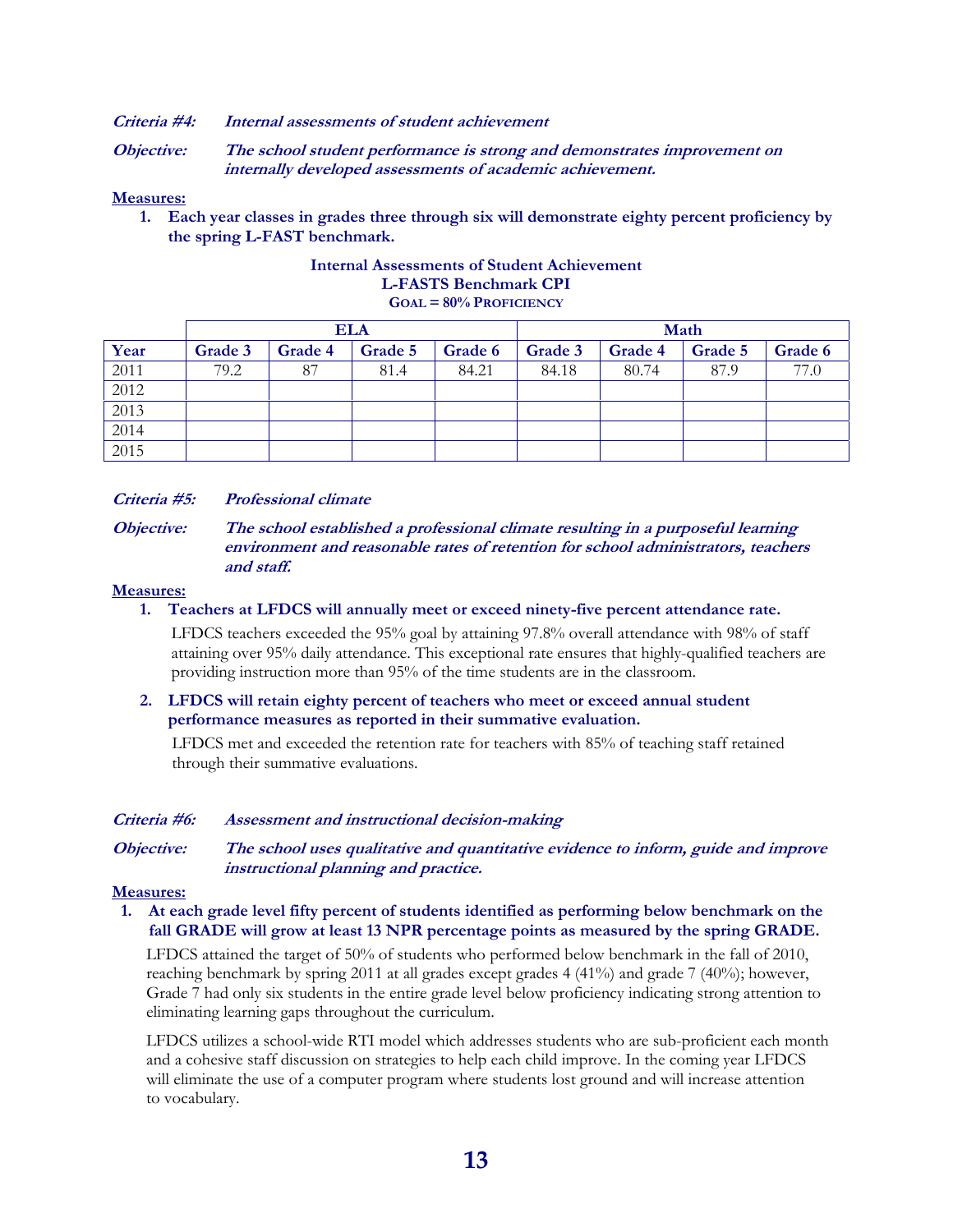***Criteria #4:*** ***Internal assessments of student achievement***

***Objective:*** ***The school student performance is strong and demonstrates improvement on internally developed assessments of academic achievement.***

**Measures:**

1. **Each year classes in grades three through six will demonstrate eighty percent proficiency by the spring L-FAST benchmark.**

**Internal Assessments of Student Achievement**
**L-FASTS Benchmark CPI**
**GOAL = 80% PROFICIENCY**

| | ELA | | | | Math | | | |
|---|---|---|---|---|---|---|---|---|
| **Year** | **Grade 3** | **Grade 4** | **Grade 5** | **Grade 6** | **Grade 3** | **Grade 4** | **Grade 5** | **Grade 6** |
| 2011 | 79.2 | 87 | 81.4 | 84.21 | 84.18 | 80.74 | 87.9 | 77.0 |
| 2012 | | | | | | | | |
| 2013 | | | | | | | | |
| 2014 | | | | | | | | |
| 2015 | | | | | | | | |

***Criteria #5:*** ***Professional climate***

***Objective:*** ***The school established a professional climate resulting in a purposeful learning environment and reasonable rates of retention for school administrators, teachers and staff.***

**Measures:**

1. **Teachers at LFDCS will annually meet or exceed ninety-five percent attendance rate.**

   LFDCS teachers exceeded the 95% goal by attaining 97.8% overall attendance with 98% of staff attaining over 95% daily attendance. This exceptional rate ensures that highly-qualified teachers are providing instruction more than 95% of the time students are in the classroom.

2. **LFDCS will retain eighty percent of teachers who meet or exceed annual student performance measures as reported in their summative evaluation.**

   LFDCS met and exceeded the retention rate for teachers with 85% of teaching staff retained through their summative evaluations.

***Criteria #6:*** ***Assessment and instructional decision-making***

***Objective:*** ***The school uses qualitative and quantitative evidence to inform, guide and improve instructional planning and practice.***

**Measures:**

1. **At each grade level fifty percent of students identified as performing below benchmark on the fall GRADE will grow at least 13 NPR percentage points as measured by the spring GRADE.**

   LFDCS attained the target of 50% of students who performed below benchmark in the fall of 2010, reaching benchmark by spring 2011 at all grades except grades 4 (41%) and grade 7 (40%); however, Grade 7 had only six students in the entire grade level below proficiency indicating strong attention to eliminating learning gaps throughout the curriculum.

   LFDCS utilizes a school-wide RTI model which addresses students who are sub-proficient each month and a cohesive staff discussion on strategies to help each child improve. In the coming year LFDCS will eliminate the use of a computer program where students lost ground and will increase attention to vocabulary.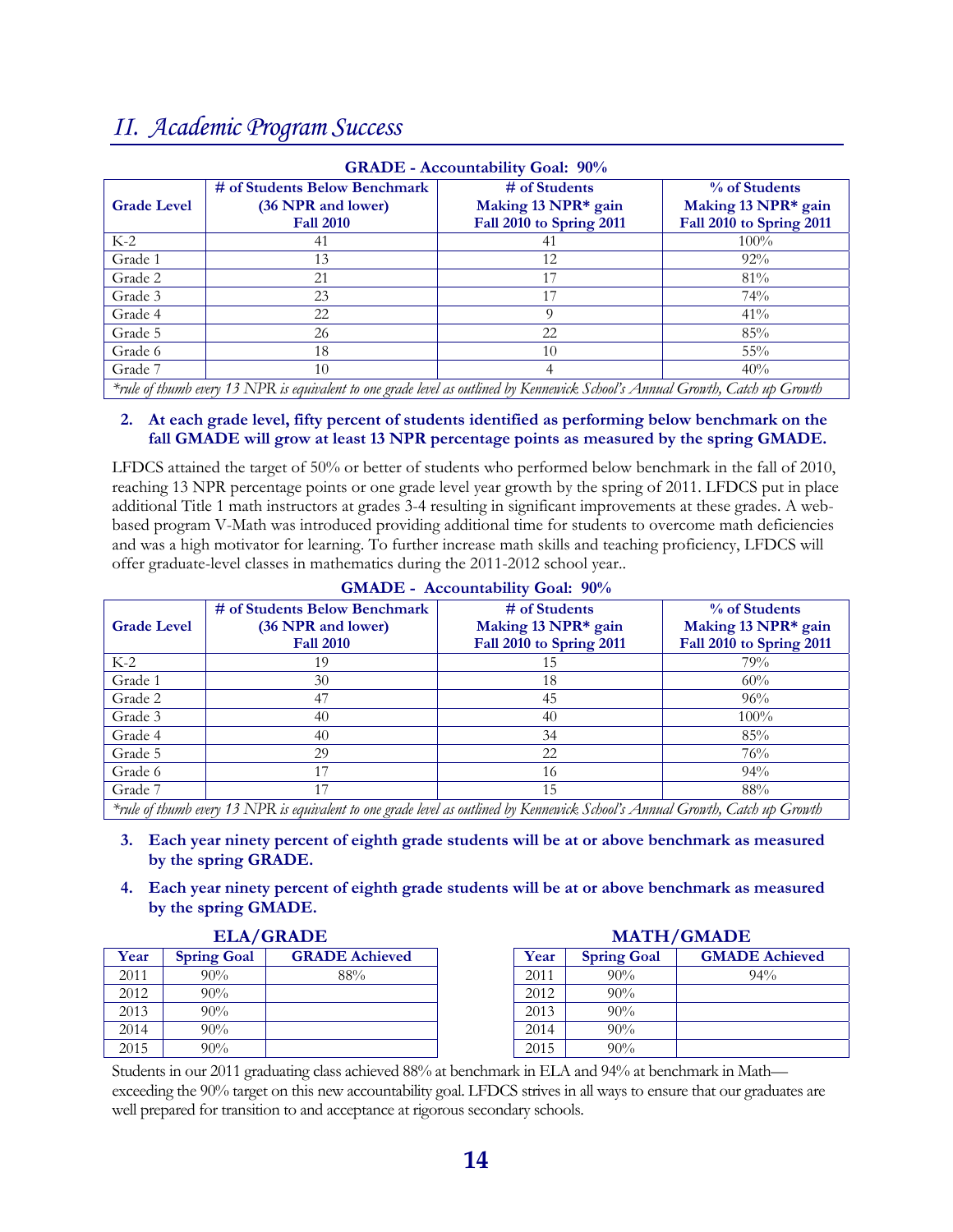## II. Academic Program Success

**GRADE - Accountability Goal: 90%**

| Grade Level | # of Students Below Benchmark (36 NPR and lower) Fall 2010 | # of Students Making 13 NPR* gain Fall 2010 to Spring 2011 | % of Students Making 13 NPR* gain Fall 2010 to Spring 2011 |
|---|---|---|---|
| K-2 | 41 | 41 | 100% |
| Grade 1 | 13 | 12 | 92% |
| Grade 2 | 21 | 17 | 81% |
| Grade 3 | 23 | 17 | 74% |
| Grade 4 | 22 | 9 | 41% |
| Grade 5 | 26 | 22 | 85% |
| Grade 6 | 18 | 10 | 55% |
| Grade 7 | 10 | 4 | 40% |

*\*rule of thumb every 13 NPR is equivalent to one grade level as outlined by Kennewick School's Annual Growth, Catch up Growth*

2. **At each grade level, fifty percent of students identified as performing below benchmark on the fall GMADE will grow at least 13 NPR percentage points as measured by the spring GMADE.**

LFDCS attained the target of 50% or better of students who performed below benchmark in the fall of 2010, reaching 13 NPR percentage points or one grade level year growth by the spring of 2011. LFDCS put in place additional Title 1 math instructors at grades 3-4 resulting in significant improvements at these grades. A web-based program V-Math was introduced providing additional time for students to overcome math deficiencies and was a high motivator for learning. To further increase math skills and teaching proficiency, LFDCS will offer graduate-level classes in mathematics during the 2011-2012 school year..

**GMADE - Accountability Goal: 90%**

| Grade Level | # of Students Below Benchmark (36 NPR and lower) Fall 2010 | # of Students Making 13 NPR* gain Fall 2010 to Spring 2011 | % of Students Making 13 NPR* gain Fall 2010 to Spring 2011 |
|---|---|---|---|
| K-2 | 19 | 15 | 79% |
| Grade 1 | 30 | 18 | 60% |
| Grade 2 | 47 | 45 | 96% |
| Grade 3 | 40 | 40 | 100% |
| Grade 4 | 40 | 34 | 85% |
| Grade 5 | 29 | 22 | 76% |
| Grade 6 | 17 | 16 | 94% |
| Grade 7 | 17 | 15 | 88% |

*\*rule of thumb every 13 NPR is equivalent to one grade level as outlined by Kennewick School's Annual Growth, Catch up Growth*

3. **Each year ninety percent of eighth grade students will be at or above benchmark as measured by the spring GRADE.**

4. **Each year ninety percent of eighth grade students will be at or above benchmark as measured by the spring GMADE.**

**ELA/GRADE**

| Year | Spring Goal | GRADE Achieved |
|---|---|---|
| 2011 | 90% | 88% |
| 2012 | 90% | |
| 2013 | 90% | |
| 2014 | 90% | |
| 2015 | 90% | |

**MATH/GMADE**

| Year | Spring Goal | GMADE Achieved |
|---|---|---|
| 2011 | 90% | 94% |
| 2012 | 90% | |
| 2013 | 90% | |
| 2014 | 90% | |
| 2015 | 90% | |

Students in our 2011 graduating class achieved 88% at benchmark in ELA and 94% at benchmark in Math—exceeding the 90% target on this new accountability goal. LFDCS strives in all ways to ensure that our graduates are well prepared for transition to and acceptance at rigorous secondary schools.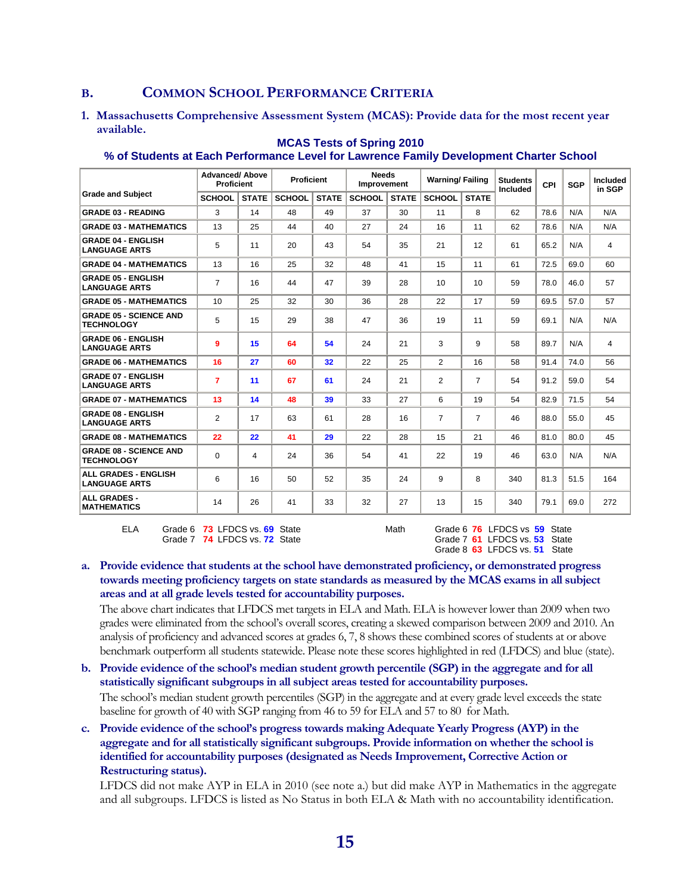## B. COMMON SCHOOL PERFORMANCE CRITERIA

### 1. Massachusetts Comprehensive Assessment System (MCAS): Provide data for the most recent year available.

**MCAS Tests of Spring 2010**
**% of Students at Each Performance Level for Lawrence Family Development Charter School**

| Grade and Subject | Advanced/ Above Proficient | | Proficient | | Needs Improvement | | Warning/ Failing | | Students Included | CPI | SGP | Included in SGP |
|---|---|---|---|---|---|---|---|---|---|---|---|---|
| | SCHOOL | STATE | SCHOOL | STATE | SCHOOL | STATE | SCHOOL | STATE | | | | |
| GRADE 03 - READING | 3 | 14 | 48 | 49 | 37 | 30 | 11 | 8 | 62 | 78.6 | N/A | N/A |
| GRADE 03 - MATHEMATICS | 13 | 25 | 44 | 40 | 27 | 24 | 16 | 11 | 62 | 78.6 | N/A | N/A |
| GRADE 04 - ENGLISH LANGUAGE ARTS | 5 | 11 | 20 | 43 | 54 | 35 | 21 | 12 | 61 | 65.2 | N/A | 4 |
| GRADE 04 - MATHEMATICS | 13 | 16 | 25 | 32 | 48 | 41 | 15 | 11 | 61 | 72.5 | 69.0 | 60 |
| GRADE 05 - ENGLISH LANGUAGE ARTS | 7 | 16 | 44 | 47 | 39 | 28 | 10 | 10 | 59 | 78.0 | 46.0 | 57 |
| GRADE 05 - MATHEMATICS | 10 | 25 | 32 | 30 | 36 | 28 | 22 | 17 | 59 | 69.5 | 57.0 | 57 |
| GRADE 05 - SCIENCE AND TECHNOLOGY | 5 | 15 | 29 | 38 | 47 | 36 | 19 | 11 | 59 | 69.1 | N/A | N/A |
| GRADE 06 - ENGLISH LANGUAGE ARTS | 9 | 15 | 64 | 54 | 24 | 21 | 3 | 9 | 58 | 89.7 | N/A | 4 |
| GRADE 06 - MATHEMATICS | 16 | 27 | 60 | 32 | 22 | 25 | 2 | 16 | 58 | 91.4 | 74.0 | 56 |
| GRADE 07 - ENGLISH LANGUAGE ARTS | 7 | 11 | 67 | 61 | 24 | 21 | 2 | 7 | 54 | 91.2 | 59.0 | 54 |
| GRADE 07 - MATHEMATICS | 13 | 14 | 48 | 39 | 33 | 27 | 6 | 19 | 54 | 82.9 | 71.5 | 54 |
| GRADE 08 - ENGLISH LANGUAGE ARTS | 2 | 17 | 63 | 61 | 28 | 16 | 7 | 7 | 46 | 88.0 | 55.0 | 45 |
| GRADE 08 - MATHEMATICS | 22 | 22 | 41 | 29 | 22 | 28 | 15 | 21 | 46 | 81.0 | 80.0 | 45 |
| GRADE 08 - SCIENCE AND TECHNOLOGY | 0 | 4 | 24 | 36 | 54 | 41 | 22 | 19 | 46 | 63.0 | N/A | N/A |
| ALL GRADES - ENGLISH LANGUAGE ARTS | 6 | 16 | 50 | 52 | 35 | 24 | 9 | 8 | 340 | 81.3 | 51.5 | 164 |
| ALL GRADES - MATHEMATICS | 14 | 26 | 41 | 33 | 32 | 27 | 13 | 15 | 340 | 79.1 | 69.0 | 272 |

ELA
Grade 6 **73** LFDCS vs. **69** State
Grade 7 **74** LFDCS vs. **72** State

Math
Grade 6 **76** LFDCS vs **59** State
Grade 7 **61** LFDCS vs. **53** State
Grade 8 **63** LFDCS vs. **51** State

**a. Provide evidence that students at the school have demonstrated proficiency, or demonstrated progress towards meeting proficiency targets on state standards as measured by the MCAS exams in all subject areas and at all grade levels tested for accountability purposes.**

The above chart indicates that LFDCS met targets in ELA and Math. ELA is however lower than 2009 when two grades were eliminated from the school's overall scores, creating a skewed comparison between 2009 and 2010. An analysis of proficiency and advanced scores at grades 6, 7, 8 shows these combined scores of students at or above benchmark outperform all students statewide. Please note these scores highlighted in red (LFDCS) and blue (state).

**b. Provide evidence of the school's median student growth percentile (SGP) in the aggregate and for all statistically significant subgroups in all subject areas tested for accountability purposes.**

The school's median student growth percentiles (SGP) in the aggregate and at every grade level exceeds the state baseline for growth of 40 with SGP ranging from 46 to 59 for ELA and 57 to 80 for Math.

**c. Provide evidence of the school's progress towards making Adequate Yearly Progress (AYP) in the aggregate and for all statistically significant subgroups. Provide information on whether the school is identified for accountability purposes (designated as Needs Improvement, Corrective Action or Restructuring status).**

LFDCS did not make AYP in ELA in 2010 (see note a.) but did make AYP in Mathematics in the aggregate and all subgroups. LFDCS is listed as No Status in both ELA & Math with no accountability identification.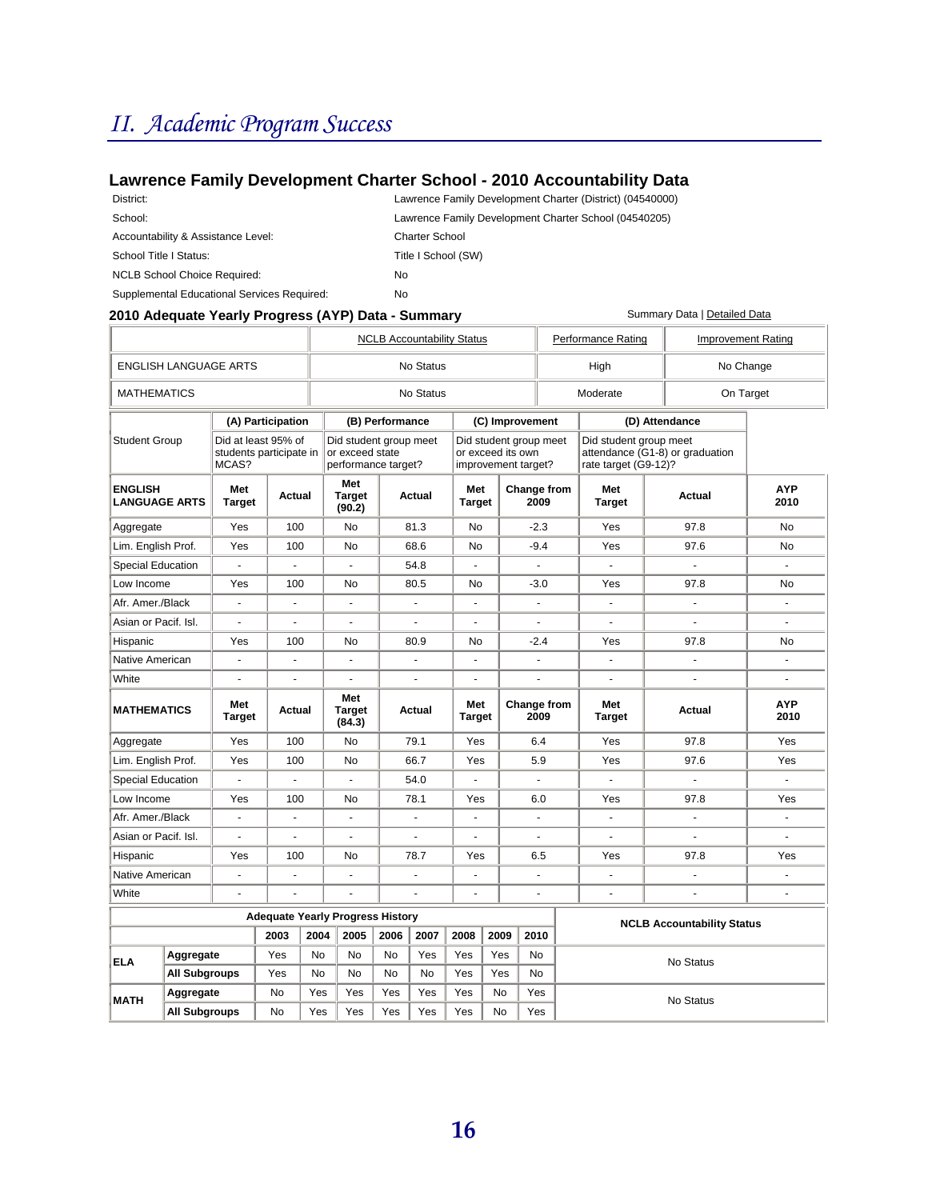# *II. Academic Program Success*

## Lawrence Family Development Charter School - 2010 Accountability Data

| | |
|---|---|
| District: | Lawrence Family Development Charter (District) (04540000) |
| School: | Lawrence Family Development Charter School (04540205) |
| Accountability & Assistance Level: | Charter School |
| School Title I Status: | Title I School (SW) |
| NCLB School Choice Required: | No |
| Supplemental Educational Services Required: | No |

### 2010 Adequate Yearly Progress (AYP) Data - Summary

Summary Data | Detailed Data

| | NCLB Accountability Status | Performance Rating | Improvement Rating |
|---|---|---|---|
| ENGLISH LANGUAGE ARTS | No Status | High | No Change |
| MATHEMATICS | No Status | Moderate | On Target |

| Student Group | (A) Participation: Did at least 95% of students participate in MCAS? | | (B) Performance: Did student group meet or exceed state performance target? | | (C) Improvement: Did student group meet or exceed its own improvement target? | | (D) Attendance: Did student group meet attendance (G1-8) or graduation rate target (G9-12)? | | |
|---|---|---|---|---|---|---|---|---|---|
| **ENGLISH LANGUAGE ARTS** | **Met Target** | **Actual** | **Met Target (90.2)** | **Actual** | **Met Target** | **Change from 2009** | **Met Target** | **Actual** | **AYP 2010** |
| Aggregate | Yes | 100 | No | 81.3 | No | -2.3 | Yes | 97.8 | No |
| Lim. English Prof. | Yes | 100 | No | 68.6 | No | -9.4 | Yes | 97.6 | No |
| Special Education | - | - | - | 54.8 | - | - | - | - | - |
| Low Income | Yes | 100 | No | 80.5 | No | -3.0 | Yes | 97.8 | No |
| Afr. Amer./Black | - | - | - | - | - | - | - | - | - |
| Asian or Pacif. Isl. | - | - | - | - | - | - | - | - | - |
| Hispanic | Yes | 100 | No | 80.9 | No | -2.4 | Yes | 97.8 | No |
| Native American | - | - | - | - | - | - | - | - | - |
| White | - | - | - | - | - | - | - | - | - |
| **MATHEMATICS** | **Met Target** | **Actual** | **Met Target (84.3)** | **Actual** | **Met Target** | **Change from 2009** | **Met Target** | **Actual** | **AYP 2010** |
| Aggregate | Yes | 100 | No | 79.1 | Yes | 6.4 | Yes | 97.8 | Yes |
| Lim. English Prof. | Yes | 100 | No | 66.7 | Yes | 5.9 | Yes | 97.6 | Yes |
| Special Education | - | - | - | 54.0 | - | - | - | - | - |
| Low Income | Yes | 100 | No | 78.1 | Yes | 6.0 | Yes | 97.8 | Yes |
| Afr. Amer./Black | - | - | - | - | - | - | - | - | - |
| Asian or Pacif. Isl. | - | - | - | - | - | - | - | - | - |
| Hispanic | Yes | 100 | No | 78.7 | Yes | 6.5 | Yes | 97.8 | Yes |
| Native American | - | - | - | - | - | - | - | - | - |
| White | - | - | - | - | - | - | - | - | - |

| Adequate Yearly Progress History | | 2003 | 2004 | 2005 | 2006 | 2007 | 2008 | 2009 | 2010 | NCLB Accountability Status |
|---|---|---|---|---|---|---|---|---|---|---|
| **ELA** | **Aggregate** | Yes | No | No | No | Yes | Yes | Yes | No | No Status |
| | **All Subgroups** | Yes | No | No | No | No | Yes | Yes | No | |
| **MATH** | **Aggregate** | No | Yes | Yes | Yes | Yes | Yes | No | Yes | No Status |
| | **All Subgroups** | No | Yes | Yes | Yes | Yes | Yes | No | Yes | |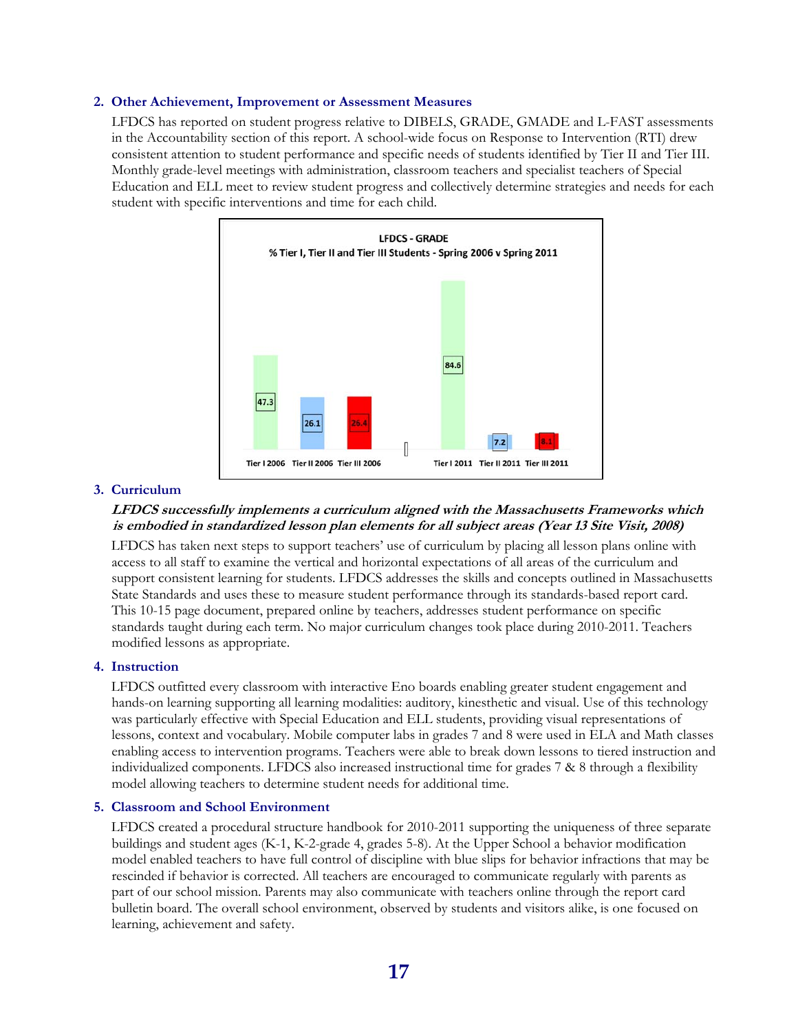## 2. Other Achievement, Improvement or Assessment Measures

LFDCS has reported on student progress relative to DIBELS, GRADE, GMADE and L-FAST assessments in the Accountability section of this report. A school-wide focus on Response to Intervention (RTI) drew consistent attention to student performance and specific needs of students identified by Tier II and Tier III. Monthly grade-level meetings with administration, classroom teachers and specialist teachers of Special Education and ELL meet to review student progress and collectively determine strategies and needs for each student with specific interventions and time for each child.

**LFDCS - GRADE**
**% Tier I, Tier II and Tier III Students - Spring 2006 v Spring 2011**

| Tier I 2006 | Tier II 2006 | Tier III 2006 | Tier I 2011 | Tier II 2011 | Tier III 2011 |
|---|---|---|---|---|---|
| 47.3 | 26.1 | 26.4 | 84.6 | 7.2 | 8.1 |

## 3. Curriculum

***LFDCS successfully implements a curriculum aligned with the Massachusetts Frameworks which is embodied in standardized lesson plan elements for all subject areas (Year 13 Site Visit, 2008)***

LFDCS has taken next steps to support teachers' use of curriculum by placing all lesson plans online with access to all staff to examine the vertical and horizontal expectations of all areas of the curriculum and support consistent learning for students. LFDCS addresses the skills and concepts outlined in Massachusetts State Standards and uses these to measure student performance through its standards-based report card. This 10-15 page document, prepared online by teachers, addresses student performance on specific standards taught during each term. No major curriculum changes took place during 2010-2011. Teachers modified lessons as appropriate.

## 4. Instruction

LFDCS outfitted every classroom with interactive Eno boards enabling greater student engagement and hands-on learning supporting all learning modalities: auditory, kinesthetic and visual. Use of this technology was particularly effective with Special Education and ELL students, providing visual representations of lessons, context and vocabulary. Mobile computer labs in grades 7 and 8 were used in ELA and Math classes enabling access to intervention programs. Teachers were able to break down lessons to tiered instruction and individualized components. LFDCS also increased instructional time for grades 7 & 8 through a flexibility model allowing teachers to determine student needs for additional time.

## 5. Classroom and School Environment

LFDCS created a procedural structure handbook for 2010-2011 supporting the uniqueness of three separate buildings and student ages (K-1, K-2-grade 4, grades 5-8). At the Upper School a behavior modification model enabled teachers to have full control of discipline with blue slips for behavior infractions that may be rescinded if behavior is corrected. All teachers are encouraged to communicate regularly with parents as part of our school mission. Parents may also communicate with teachers online through the report card bulletin board. The overall school environment, observed by students and visitors alike, is one focused on learning, achievement and safety.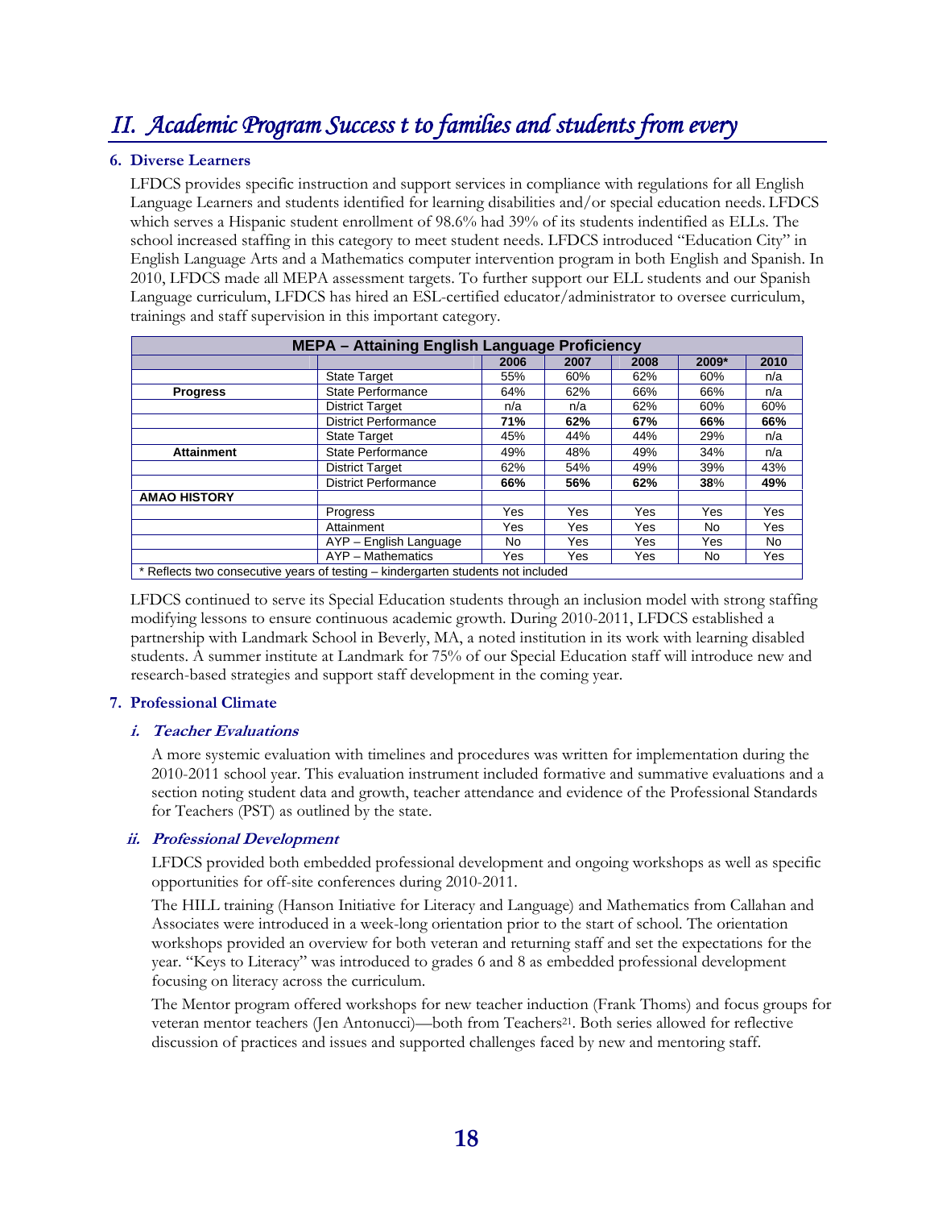# II. Academic Program Success t to families and students from every

## 6. Diverse Learners

LFDCS provides specific instruction and support services in compliance with regulations for all English Language Learners and students identified for learning disabilities and/or special education needs. LFDCS which serves a Hispanic student enrollment of 98.6% had 39% of its students indentified as ELLs. The school increased staffing in this category to meet student needs. LFDCS introduced "Education City" in English Language Arts and a Mathematics computer intervention program in both English and Spanish. In 2010, LFDCS made all MEPA assessment targets. To further support our ELL students and our Spanish Language curriculum, LFDCS has hired an ESL-certified educator/administrator to oversee curriculum, trainings and staff supervision in this important category.

| MEPA – Attaining English Language Proficiency | | | | | | |
|---|---|---|---|---|---|---|
| | | **2006** | **2007** | **2008** | **2009*** | **2010** |
| | State Target | 55% | 60% | 62% | 60% | n/a |
| **Progress** | State Performance | 64% | 62% | 66% | 66% | n/a |
| | District Target | n/a | n/a | 62% | 60% | 60% |
| | District Performance | **71%** | **62%** | **67%** | **66%** | **66%** |
| | State Target | 45% | 44% | 44% | 29% | n/a |
| **Attainment** | State Performance | 49% | 48% | 49% | 34% | n/a |
| | District Target | 62% | 54% | 49% | 39% | 43% |
| | District Performance | **66%** | **56%** | **62%** | **38**% | **49%** |
| **AMAO HISTORY** | | | | | | |
| | Progress | Yes | Yes | Yes | Yes | Yes |
| | Attainment | Yes | Yes | Yes | No | Yes |
| | AYP – English Language | No | Yes | Yes | Yes | No |
| | AYP – Mathematics | Yes | Yes | Yes | No | Yes |
| * Reflects two consecutive years of testing – kindergarten students not included | | | | | | |

LFDCS continued to serve its Special Education students through an inclusion model with strong staffing modifying lessons to ensure continuous academic growth. During 2010-2011, LFDCS established a partnership with Landmark School in Beverly, MA, a noted institution in its work with learning disabled students. A summer institute at Landmark for 75% of our Special Education staff will introduce new and research-based strategies and support staff development in the coming year.

## 7. Professional Climate

### *i. Teacher Evaluations*

A more systemic evaluation with timelines and procedures was written for implementation during the 2010-2011 school year. This evaluation instrument included formative and summative evaluations and a section noting student data and growth, teacher attendance and evidence of the Professional Standards for Teachers (PST) as outlined by the state.

### *ii. Professional Development*

LFDCS provided both embedded professional development and ongoing workshops as well as specific opportunities for off-site conferences during 2010-2011.

The HILL training (Hanson Initiative for Literacy and Language) and Mathematics from Callahan and Associates were introduced in a week-long orientation prior to the start of school. The orientation workshops provided an overview for both veteran and returning staff and set the expectations for the year. "Keys to Literacy" was introduced to grades 6 and 8 as embedded professional development focusing on literacy across the curriculum.

The Mentor program offered workshops for new teacher induction (Frank Thoms) and focus groups for veteran mentor teachers (Jen Antonucci)—both from Teachers[21]. Both series allowed for reflective discussion of practices and issues and supported challenges faced by new and mentoring staff.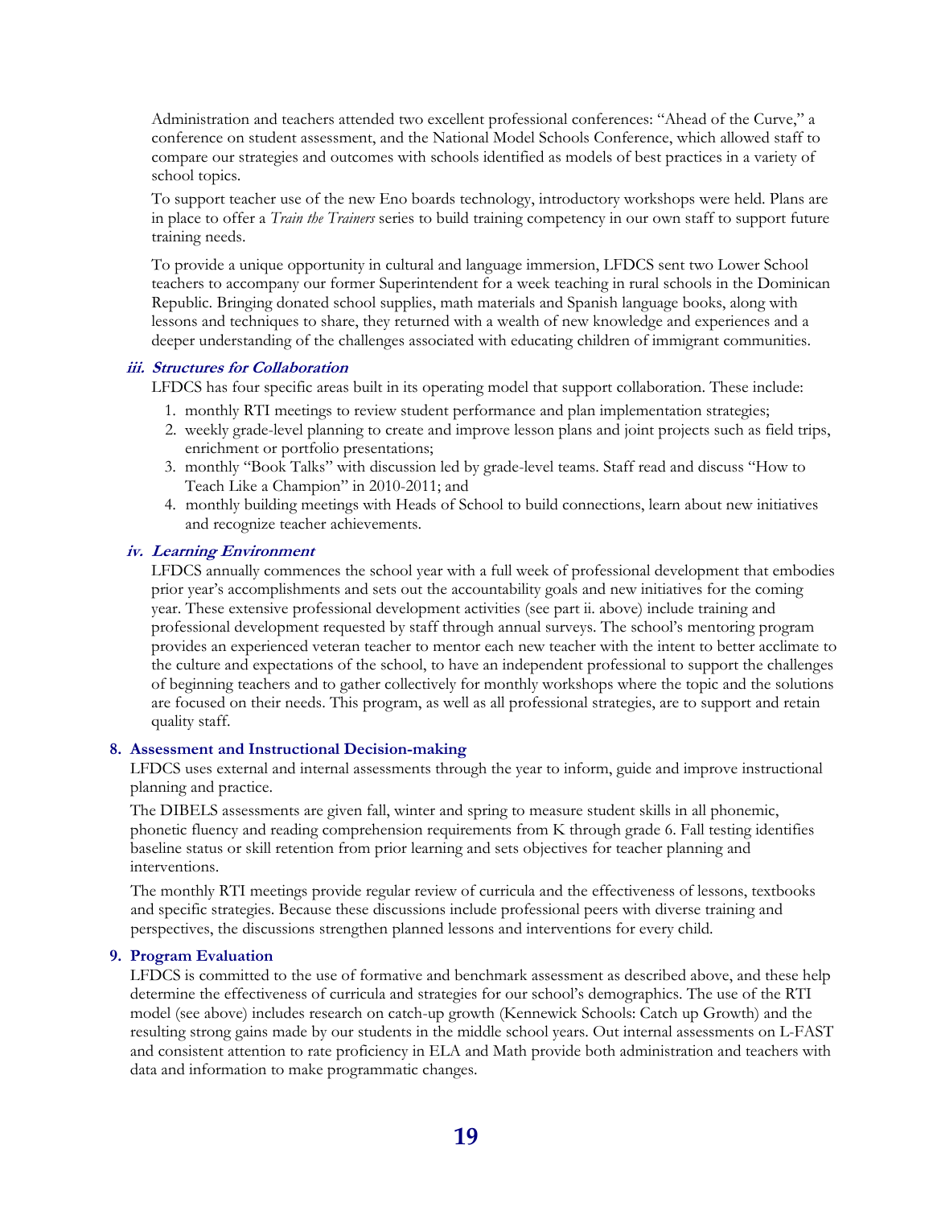Administration and teachers attended two excellent professional conferences: "Ahead of the Curve," a conference on student assessment, and the National Model Schools Conference, which allowed staff to compare our strategies and outcomes with schools identified as models of best practices in a variety of school topics.

To support teacher use of the new Eno boards technology, introductory workshops were held. Plans are in place to offer a *Train the Trainers* series to build training competency in our own staff to support future training needs.

To provide a unique opportunity in cultural and language immersion, LFDCS sent two Lower School teachers to accompany our former Superintendent for a week teaching in rural schools in the Dominican Republic. Bringing donated school supplies, math materials and Spanish language books, along with lessons and techniques to share, they returned with a wealth of new knowledge and experiences and a deeper understanding of the challenges associated with educating children of immigrant communities.

#### *iii. Structures for Collaboration*

LFDCS has four specific areas built in its operating model that support collaboration. These include:

1. monthly RTI meetings to review student performance and plan implementation strategies;
2. weekly grade-level planning to create and improve lesson plans and joint projects such as field trips, enrichment or portfolio presentations;
3. monthly "Book Talks" with discussion led by grade-level teams. Staff read and discuss "How to Teach Like a Champion" in 2010-2011; and
4. monthly building meetings with Heads of School to build connections, learn about new initiatives and recognize teacher achievements.

#### *iv. Learning Environment*

LFDCS annually commences the school year with a full week of professional development that embodies prior year's accomplishments and sets out the accountability goals and new initiatives for the coming year. These extensive professional development activities (see part ii. above) include training and professional development requested by staff through annual surveys. The school's mentoring program provides an experienced veteran teacher to mentor each new teacher with the intent to better acclimate to the culture and expectations of the school, to have an independent professional to support the challenges of beginning teachers and to gather collectively for monthly workshops where the topic and the solutions are focused on their needs. This program, as well as all professional strategies, are to support and retain quality staff.

### 8. Assessment and Instructional Decision-making

LFDCS uses external and internal assessments through the year to inform, guide and improve instructional planning and practice.

The DIBELS assessments are given fall, winter and spring to measure student skills in all phonemic, phonetic fluency and reading comprehension requirements from K through grade 6. Fall testing identifies baseline status or skill retention from prior learning and sets objectives for teacher planning and interventions.

The monthly RTI meetings provide regular review of curricula and the effectiveness of lessons, textbooks and specific strategies. Because these discussions include professional peers with diverse training and perspectives, the discussions strengthen planned lessons and interventions for every child.

### 9. Program Evaluation

LFDCS is committed to the use of formative and benchmark assessment as described above, and these help determine the effectiveness of curricula and strategies for our school's demographics. The use of the RTI model (see above) includes research on catch-up growth (Kennewick Schools: Catch up Growth) and the resulting strong gains made by our students in the middle school years. Out internal assessments on L-FAST and consistent attention to rate proficiency in ELA and Math provide both administration and teachers with data and information to make programmatic changes.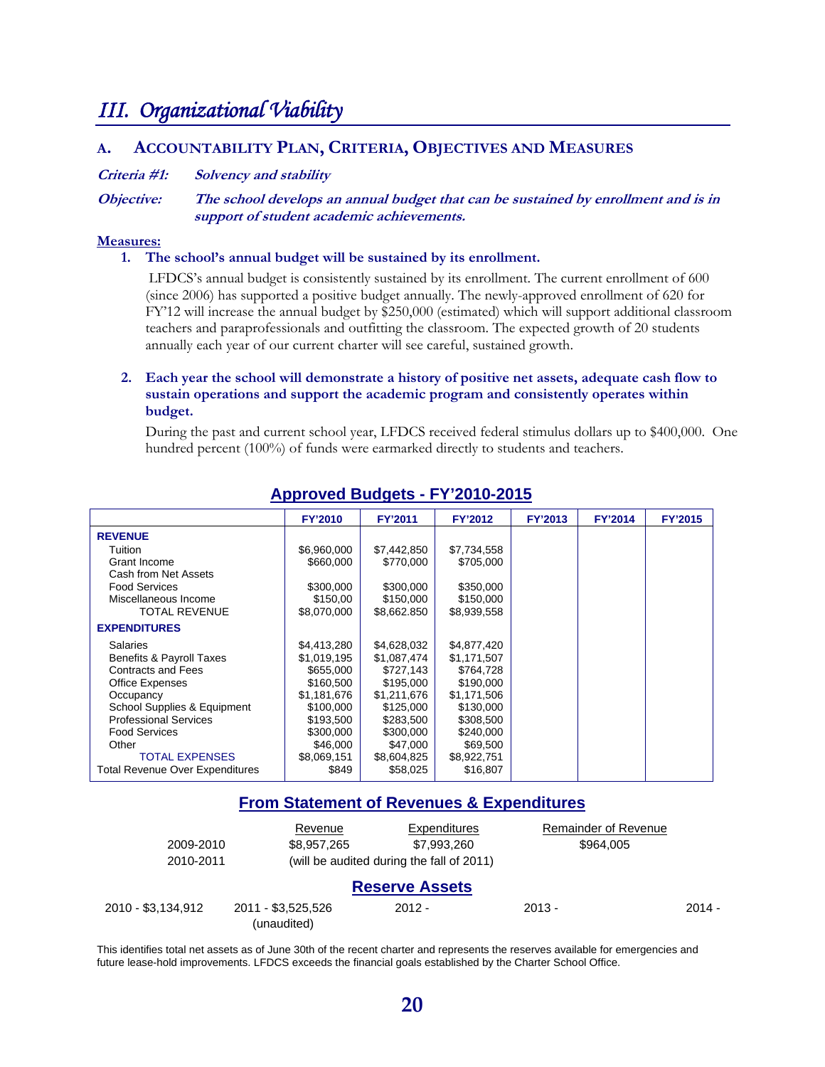# *III. Organizational Viability*

## A. Accountability Plan, Criteria, Objectives and Measures

***Criteria #1:*** ***Solvency and stability***

***Objective:*** ***The school develops an annual budget that can be sustained by enrollment and is in support of student academic achievements.***

**Measures:**

1. **The school's annual budget will be sustained by its enrollment.**

   LFDCS's annual budget is consistently sustained by its enrollment. The current enrollment of 600 (since 2006) has supported a positive budget annually. The newly-approved enrollment of 620 for FY'12 will increase the annual budget by $250,000 (estimated) which will support additional classroom teachers and paraprofessionals and outfitting the classroom. The expected growth of 20 students annually each year of our current charter will see careful, sustained growth.

2. **Each year the school will demonstrate a history of positive net assets, adequate cash flow to sustain operations and support the academic program and consistently operates within budget.**

   During the past and current school year, LFDCS received federal stimulus dollars up to $400,000. One hundred percent (100%) of funds were earmarked directly to students and teachers.

### Approved Budgets - FY'2010-2015

| | FY'2010 | FY'2011 | FY'2012 | FY'2013 | FY'2014 | FY'2015 |
|---|---|---|---|---|---|---|
| **REVENUE** | | | | | | |
| Tuition | $6,960,000 | $7,442,850 | $7,734,558 | | | |
| Grant Income | $660,000 | $770,000 | $705,000 | | | |
| Cash from Net Assets | | | | | | |
| Food Services | $300,000 | $300,000 | $350,000 | | | |
| Miscellaneous Income | $150,00 | $150,000 | $150,000 | | | |
| TOTAL REVENUE | $8,070,000 | $8,662.850 | $8,939,558 | | | |
| **EXPENDITURES** | | | | | | |
| Salaries | $4,413,280 | $4,628,032 | $4,877,420 | | | |
| Benefits & Payroll Taxes | $1,019,195 | $1,087,474 | $1,171,507 | | | |
| Contracts and Fees | $655,000 | $727,143 | $764,728 | | | |
| Office Expenses | $160,500 | $195,000 | $190,000 | | | |
| Occupancy | $1,181,676 | $1,211,676 | $1,171,506 | | | |
| School Supplies & Equipment | $100,000 | $125,000 | $130,000 | | | |
| Professional Services | $193,500 | $283,500 | $308,500 | | | |
| Food Services | $300,000 | $300,000 | $240,000 | | | |
| Other | $46,000 | $47,000 | $69,500 | | | |
| TOTAL EXPENSES | $8,069,151 | $8,604,825 | $8,922,751 | | | |
| Total Revenue Over Expenditures | $849 | $58,025 | $16,807 | | | |

### From Statement of Revenues & Expenditures

| | Revenue | Expenditures | Remainder of Revenue |
|---|---|---|---|
| 2009-2010 | $8,957,265 | $7,993,260 | $964,005 |
| 2010-2011 | (will be audited during the fall of 2011) | | |

### Reserve Assets

| | | | | |
|---|---|---|---|---|
| 2010 - $3,134,912 | 2011 - $3,525,526 (unaudited) | 2012 - | 2013 - | 2014 - |

This identifies total net assets as of June 30th of the recent charter and represents the reserves available for emergencies and future lease-hold improvements. LFDCS exceeds the financial goals established by the Charter School Office.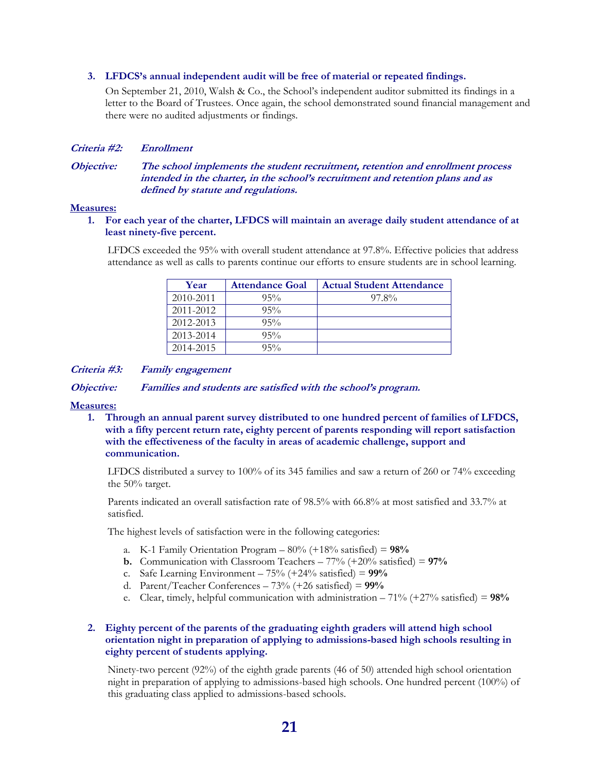3. **LFDCS's annual independent audit will be free of material or repeated findings.**

   On September 21, 2010, Walsh & Co., the School's independent auditor submitted its findings in a letter to the Board of Trustees. Once again, the school demonstrated sound financial management and there were no audited adjustments or findings.

***Criteria #2: Enrollment***

***Objective: The school implements the student recruitment, retention and enrollment process intended in the charter, in the school's recruitment and retention plans and as defined by statute and regulations.***

**Measures:**

1. **For each year of the charter, LFDCS will maintain an average daily student attendance of at least ninety-five percent.**

   LFDCS exceeded the 95% with overall student attendance at 97.8%. Effective policies that address attendance as well as calls to parents continue our efforts to ensure students are in school learning.

| Year | Attendance Goal | Actual Student Attendance |
|---|---|---|
| 2010-2011 | 95% | 97.8% |
| 2011-2012 | 95% | |
| 2012-2013 | 95% | |
| 2013-2014 | 95% | |
| 2014-2015 | 95% | |

***Criteria #3: Family engagement***

***Objective: Families and students are satisfied with the school's program.***

**Measures:**

1. **Through an annual parent survey distributed to one hundred percent of families of LFDCS, with a fifty percent return rate, eighty percent of parents responding will report satisfaction with the effectiveness of the faculty in areas of academic challenge, support and communication.**

   LFDCS distributed a survey to 100% of its 345 families and saw a return of 260 or 74% exceeding the 50% target.

   Parents indicated an overall satisfaction rate of 98.5% with 66.8% at most satisfied and 33.7% at satisfied.

   The highest levels of satisfaction were in the following categories:

   a. K-1 Family Orientation Program – 80% (+18% satisfied) = **98%**
   b. Communication with Classroom Teachers – 77% (+20% satisfied) = **97%**
   c. Safe Learning Environment – 75% (+24% satisfied) = **99%**
   d. Parent/Teacher Conferences – 73% (+26 satisfied) = **99%**
   e. Clear, timely, helpful communication with administration – 71% (+27% satisfied) = **98%**

2. **Eighty percent of the parents of the graduating eighth graders will attend high school orientation night in preparation of applying to admissions-based high schools resulting in eighty percent of students applying.**

   Ninety-two percent (92%) of the eighth grade parents (46 of 50) attended high school orientation night in preparation of applying to admissions-based high schools. One hundred percent (100%) of this graduating class applied to admissions-based schools.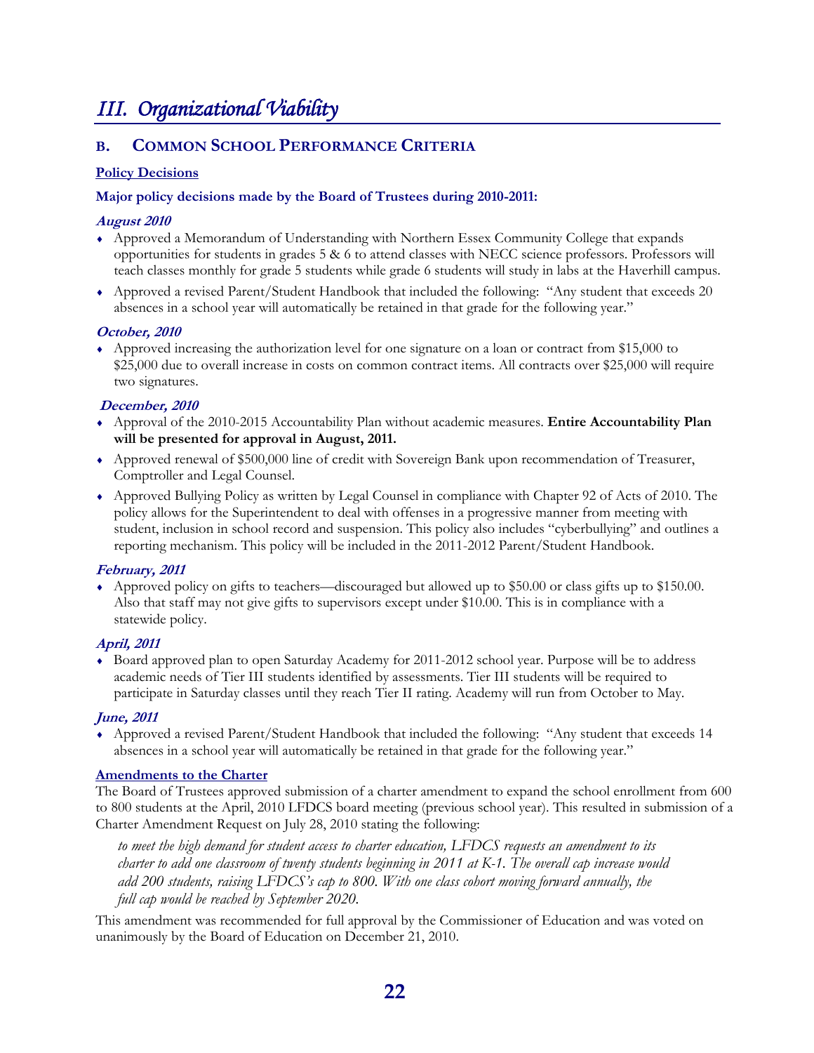# *III. Organizational Viability*

## B. Common School Performance Criteria

### Policy Decisions

**Major policy decisions made by the Board of Trustees during 2010-2011:**

***August 2010***

- Approved a Memorandum of Understanding with Northern Essex Community College that expands opportunities for students in grades 5 & 6 to attend classes with NECC science professors. Professors will teach classes monthly for grade 5 students while grade 6 students will study in labs at the Haverhill campus.
- Approved a revised Parent/Student Handbook that included the following: "Any student that exceeds 20 absences in a school year will automatically be retained in that grade for the following year."

***October, 2010***

- Approved increasing the authorization level for one signature on a loan or contract from $15,000 to $25,000 due to overall increase in costs on common contract items. All contracts over $25,000 will require two signatures.

***December, 2010***

- Approval of the 2010-2015 Accountability Plan without academic measures. **Entire Accountability Plan will be presented for approval in August, 2011.**
- Approved renewal of $500,000 line of credit with Sovereign Bank upon recommendation of Treasurer, Comptroller and Legal Counsel.
- Approved Bullying Policy as written by Legal Counsel in compliance with Chapter 92 of Acts of 2010. The policy allows for the Superintendent to deal with offenses in a progressive manner from meeting with student, inclusion in school record and suspension. This policy also includes "cyberbullying" and outlines a reporting mechanism. This policy will be included in the 2011-2012 Parent/Student Handbook.

***February, 2011***

- Approved policy on gifts to teachers—discouraged but allowed up to $50.00 or class gifts up to $150.00. Also that staff may not give gifts to supervisors except under $10.00. This is in compliance with a statewide policy.

***April, 2011***

- Board approved plan to open Saturday Academy for 2011-2012 school year. Purpose will be to address academic needs of Tier III students identified by assessments. Tier III students will be required to participate in Saturday classes until they reach Tier II rating. Academy will run from October to May.

***June, 2011***

- Approved a revised Parent/Student Handbook that included the following: "Any student that exceeds 14 absences in a school year will automatically be retained in that grade for the following year."

### Amendments to the Charter

The Board of Trustees approved submission of a charter amendment to expand the school enrollment from 600 to 800 students at the April, 2010 LFDCS board meeting (previous school year). This resulted in submission of a Charter Amendment Request on July 28, 2010 stating the following:

> *to meet the high demand for student access to charter education, LFDCS requests an amendment to its charter to add one classroom of twenty students beginning in 2011 at K-1. The overall cap increase would add 200 students, raising LFDCS's cap to 800. With one class cohort moving forward annually, the full cap would be reached by September 2020.*

This amendment was recommended for full approval by the Commissioner of Education and was voted on unanimously by the Board of Education on December 21, 2010.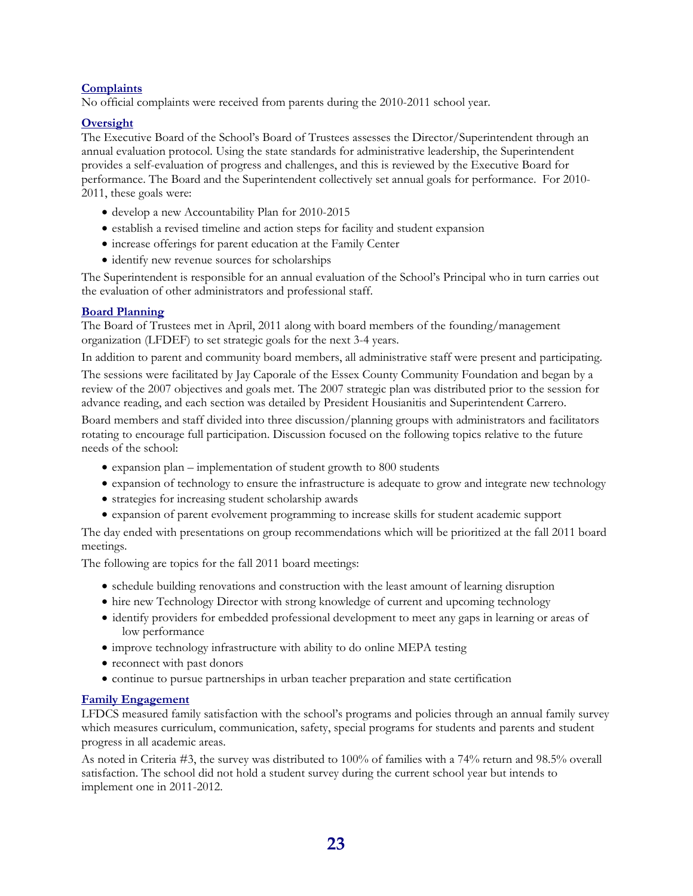## Complaints

No official complaints were received from parents during the 2010-2011 school year.

## Oversight

The Executive Board of the School's Board of Trustees assesses the Director/Superintendent through an annual evaluation protocol. Using the state standards for administrative leadership, the Superintendent provides a self-evaluation of progress and challenges, and this is reviewed by the Executive Board for performance. The Board and the Superintendent collectively set annual goals for performance. For 2010-2011, these goals were:

- develop a new Accountability Plan for 2010-2015
- establish a revised timeline and action steps for facility and student expansion
- increase offerings for parent education at the Family Center
- identify new revenue sources for scholarships

The Superintendent is responsible for an annual evaluation of the School's Principal who in turn carries out the evaluation of other administrators and professional staff.

## Board Planning

The Board of Trustees met in April, 2011 along with board members of the founding/management organization (LFDEF) to set strategic goals for the next 3-4 years.

In addition to parent and community board members, all administrative staff were present and participating.

The sessions were facilitated by Jay Caporale of the Essex County Community Foundation and began by a review of the 2007 objectives and goals met. The 2007 strategic plan was distributed prior to the session for advance reading, and each section was detailed by President Housianitis and Superintendent Carrero.

Board members and staff divided into three discussion/planning groups with administrators and facilitators rotating to encourage full participation. Discussion focused on the following topics relative to the future needs of the school:

- expansion plan – implementation of student growth to 800 students
- expansion of technology to ensure the infrastructure is adequate to grow and integrate new technology
- strategies for increasing student scholarship awards
- expansion of parent evolvement programming to increase skills for student academic support

The day ended with presentations on group recommendations which will be prioritized at the fall 2011 board meetings.

The following are topics for the fall 2011 board meetings:

- schedule building renovations and construction with the least amount of learning disruption
- hire new Technology Director with strong knowledge of current and upcoming technology
- identify providers for embedded professional development to meet any gaps in learning or areas of low performance
- improve technology infrastructure with ability to do online MEPA testing
- reconnect with past donors
- continue to pursue partnerships in urban teacher preparation and state certification

## Family Engagement

LFDCS measured family satisfaction with the school's programs and policies through an annual family survey which measures curriculum, communication, safety, special programs for students and parents and student progress in all academic areas.

As noted in Criteria #3, the survey was distributed to 100% of families with a 74% return and 98.5% overall satisfaction. The school did not hold a student survey during the current school year but intends to implement one in 2011-2012.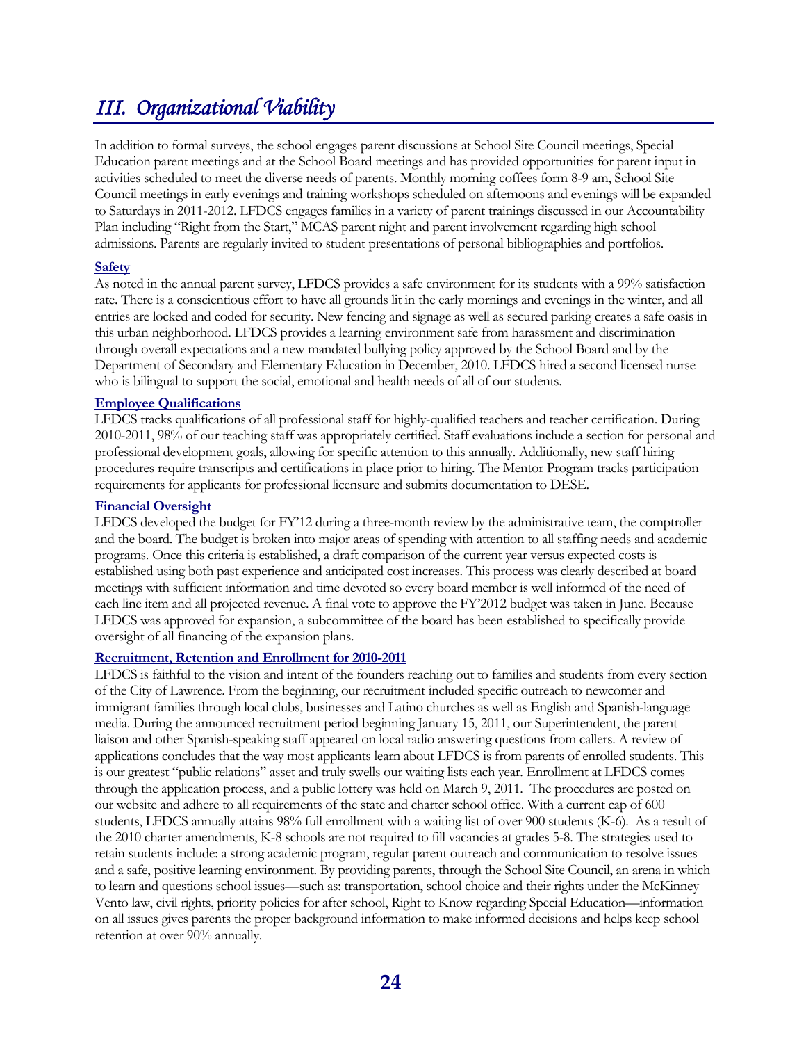# *III. Organizational Viability*

In addition to formal surveys, the school engages parent discussions at School Site Council meetings, Special Education parent meetings and at the School Board meetings and has provided opportunities for parent input in activities scheduled to meet the diverse needs of parents. Monthly morning coffees form 8-9 am, School Site Council meetings in early evenings and training workshops scheduled on afternoons and evenings will be expanded to Saturdays in 2011-2012. LFDCS engages families in a variety of parent trainings discussed in our Accountability Plan including "Right from the Start," MCAS parent night and parent involvement regarding high school admissions. Parents are regularly invited to student presentations of personal bibliographies and portfolios.

**Safety**

As noted in the annual parent survey, LFDCS provides a safe environment for its students with a 99% satisfaction rate. There is a conscientious effort to have all grounds lit in the early mornings and evenings in the winter, and all entries are locked and coded for security. New fencing and signage as well as secured parking creates a safe oasis in this urban neighborhood. LFDCS provides a learning environment safe from harassment and discrimination through overall expectations and a new mandated bullying policy approved by the School Board and by the Department of Secondary and Elementary Education in December, 2010. LFDCS hired a second licensed nurse who is bilingual to support the social, emotional and health needs of all of our students.

**Employee Qualifications**

LFDCS tracks qualifications of all professional staff for highly-qualified teachers and teacher certification. During 2010-2011, 98% of our teaching staff was appropriately certified. Staff evaluations include a section for personal and professional development goals, allowing for specific attention to this annually. Additionally, new staff hiring procedures require transcripts and certifications in place prior to hiring. The Mentor Program tracks participation requirements for applicants for professional licensure and submits documentation to DESE.

**Financial Oversight**

LFDCS developed the budget for FY'12 during a three-month review by the administrative team, the comptroller and the board. The budget is broken into major areas of spending with attention to all staffing needs and academic programs. Once this criteria is established, a draft comparison of the current year versus expected costs is established using both past experience and anticipated cost increases. This process was clearly described at board meetings with sufficient information and time devoted so every board member is well informed of the need of each line item and all projected revenue. A final vote to approve the FY'2012 budget was taken in June. Because LFDCS was approved for expansion, a subcommittee of the board has been established to specifically provide oversight of all financing of the expansion plans.

**Recruitment, Retention and Enrollment for 2010-2011**

LFDCS is faithful to the vision and intent of the founders reaching out to families and students from every section of the City of Lawrence. From the beginning, our recruitment included specific outreach to newcomer and immigrant families through local clubs, businesses and Latino churches as well as English and Spanish-language media. During the announced recruitment period beginning January 15, 2011, our Superintendent, the parent liaison and other Spanish-speaking staff appeared on local radio answering questions from callers. A review of applications concludes that the way most applicants learn about LFDCS is from parents of enrolled students. This is our greatest "public relations" asset and truly swells our waiting lists each year. Enrollment at LFDCS comes through the application process, and a public lottery was held on March 9, 2011. The procedures are posted on our website and adhere to all requirements of the state and charter school office. With a current cap of 600 students, LFDCS annually attains 98% full enrollment with a waiting list of over 900 students (K-6). As a result of the 2010 charter amendments, K-8 schools are not required to fill vacancies at grades 5-8. The strategies used to retain students include: a strong academic program, regular parent outreach and communication to resolve issues and a safe, positive learning environment. By providing parents, through the School Site Council, an arena in which to learn and questions school issues—such as: transportation, school choice and their rights under the McKinney Vento law, civil rights, priority policies for after school, Right to Know regarding Special Education—information on all issues gives parents the proper background information to make informed decisions and helps keep school retention at over 90% annually.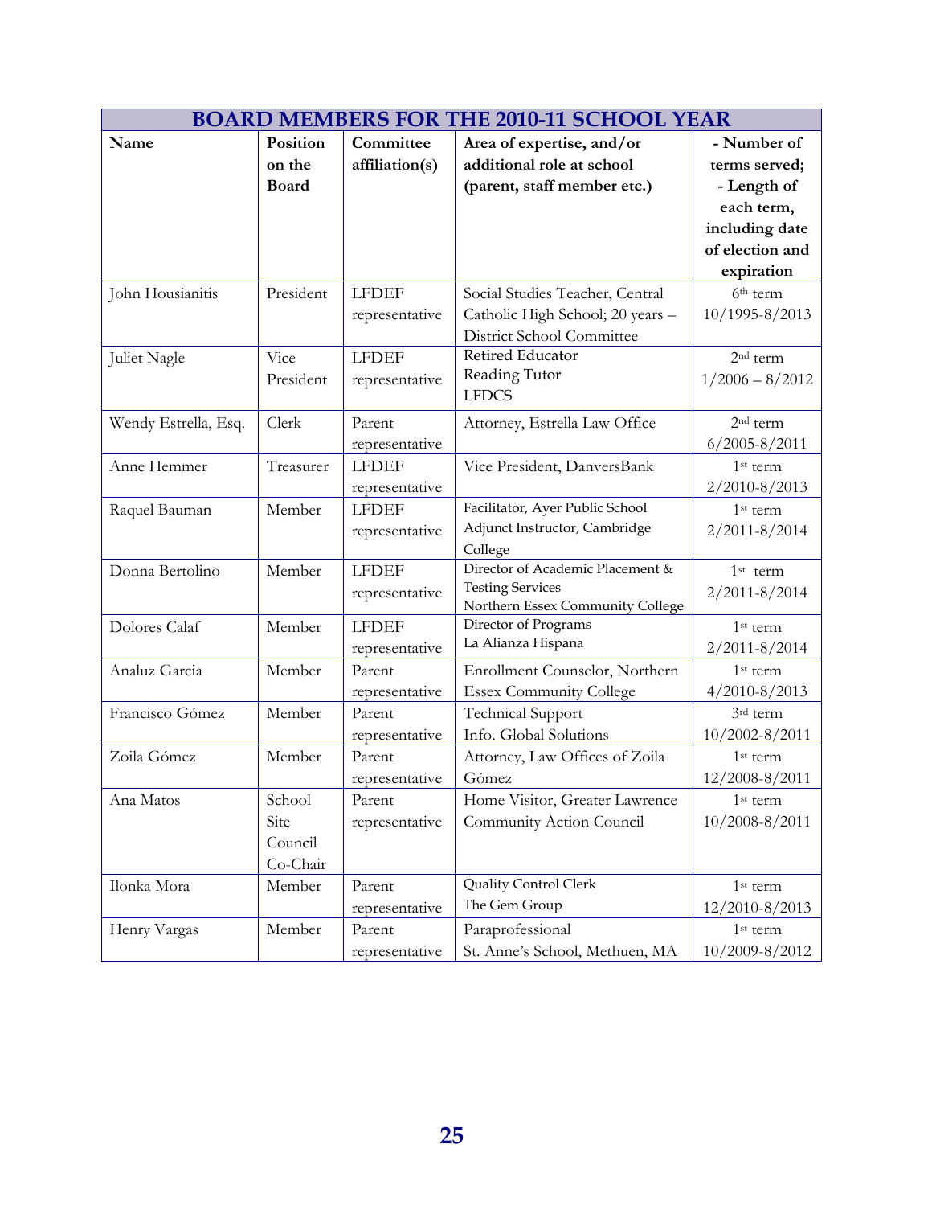| BOARD MEMBERS FOR THE 2010-11 SCHOOL YEAR | | | | |
|---|---|---|---|---|
| **Name** | **Position on the Board** | **Committee affiliation(s)** | **Area of expertise, and/or additional role at school (parent, staff member etc.)** | **- Number of terms served; - Length of each term, including date of election and expiration** |
| John Housianitis | President | LFDEF representative | Social Studies Teacher, Central Catholic High School; 20 years – District School Committee | 6th term 10/1995-8/2013 |
| Juliet Nagle | Vice President | LFDEF representative | Retired Educator Reading Tutor LFDCS | 2nd term 1/2006 – 8/2012 |
| Wendy Estrella, Esq. | Clerk | Parent representative | Attorney, Estrella Law Office | 2nd term 6/2005-8/2011 |
| Anne Hemmer | Treasurer | LFDEF representative | Vice President, DanversBank | 1st term 2/2010-8/2013 |
| Raquel Bauman | Member | LFDEF representative | Facilitator, Ayer Public School Adjunct Instructor, Cambridge College | 1st term 2/2011-8/2014 |
| Donna Bertolino | Member | LFDEF representative | Director of Academic Placement & Testing Services Northern Essex Community College | 1st term 2/2011-8/2014 |
| Dolores Calaf | Member | LFDEF representative | Director of Programs La Alianza Hispana | 1st term 2/2011-8/2014 |
| Analuz Garcia | Member | Parent representative | Enrollment Counselor, Northern Essex Community College | 1st term 4/2010-8/2013 |
| Francisco Gómez | Member | Parent representative | Technical Support Info. Global Solutions | 3rd term 10/2002-8/2011 |
| Zoila Gómez | Member | Parent representative | Attorney, Law Offices of Zoila Gómez | 1st term 12/2008-8/2011 |
| Ana Matos | School Site Council Co-Chair | Parent representative | Home Visitor, Greater Lawrence Community Action Council | 1st term 10/2008-8/2011 |
| Ilonka Mora | Member | Parent representative | Quality Control Clerk The Gem Group | 1st term 12/2010-8/2013 |
| Henry Vargas | Member | Parent representative | Paraprofessional St. Anne's School, Methuen, MA | 1st term 10/2009-8/2012 |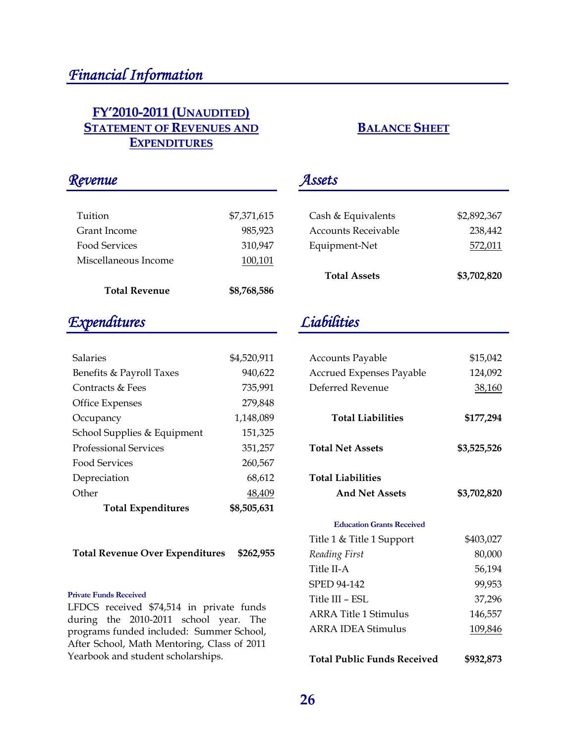# Financial Information

## FY'2010-2011 (Unaudited) Statement of Revenues and Expenditures

### Revenue

| | |
|---|---|
| Tuition | $7,371,615 |
| Grant Income | 985,923 |
| Food Services | 310,947 |
| Miscellaneous Income | 100,101 |
| **Total Revenue** | **$8,768,586** |

### Expenditures

| | |
|---|---|
| Salaries | $4,520,911 |
| Benefits & Payroll Taxes | 940,622 |
| Contracts & Fees | 735,991 |
| Office Expenses | 279,848 |
| Occupancy | 1,148,089 |
| School Supplies & Equipment | 151,325 |
| Professional Services | 351,257 |
| Food Services | 260,567 |
| Depreciation | 68,612 |
| Other | 48,409 |
| **Total Expenditures** | **$8,505,631** |

| | |
|---|---|
| **Total Revenue Over Expenditures** | **$262,955** |

**Private Funds Received**

LFDCS received $74,514 in private funds during the 2010-2011 school year. The programs funded included: Summer School, After School, Math Mentoring, Class of 2011 Yearbook and student scholarships.

## Balance Sheet

### Assets

| | |
|---|---|
| Cash & Equivalents | $2,892,367 |
| Accounts Receivable | 238,442 |
| Equipment-Net | 572,011 |
| **Total Assets** | **$3,702,820** |

### Liabilities

| | |
|---|---|
| Accounts Payable | $15,042 |
| Accrued Expenses Payable | 124,092 |
| Deferred Revenue | 38,160 |
| **Total Liabilities** | **$177,294** |
| **Total Net Assets** | **$3,525,526** |
| **Total Liabilities And Net Assets** | **$3,702,820** |

**Education Grants Received**

| | |
|---|---|
| Title 1 & Title 1 Support | $403,027 |
| *Reading First* | 80,000 |
| Title II-A | 56,194 |
| SPED 94-142 | 99,953 |
| Title III – ESL | 37,296 |
| ARRA Title 1 Stimulus | 146,557 |
| ARRA IDEA Stimulus | 109,846 |
| **Total Public Funds Received** | **$932,873** |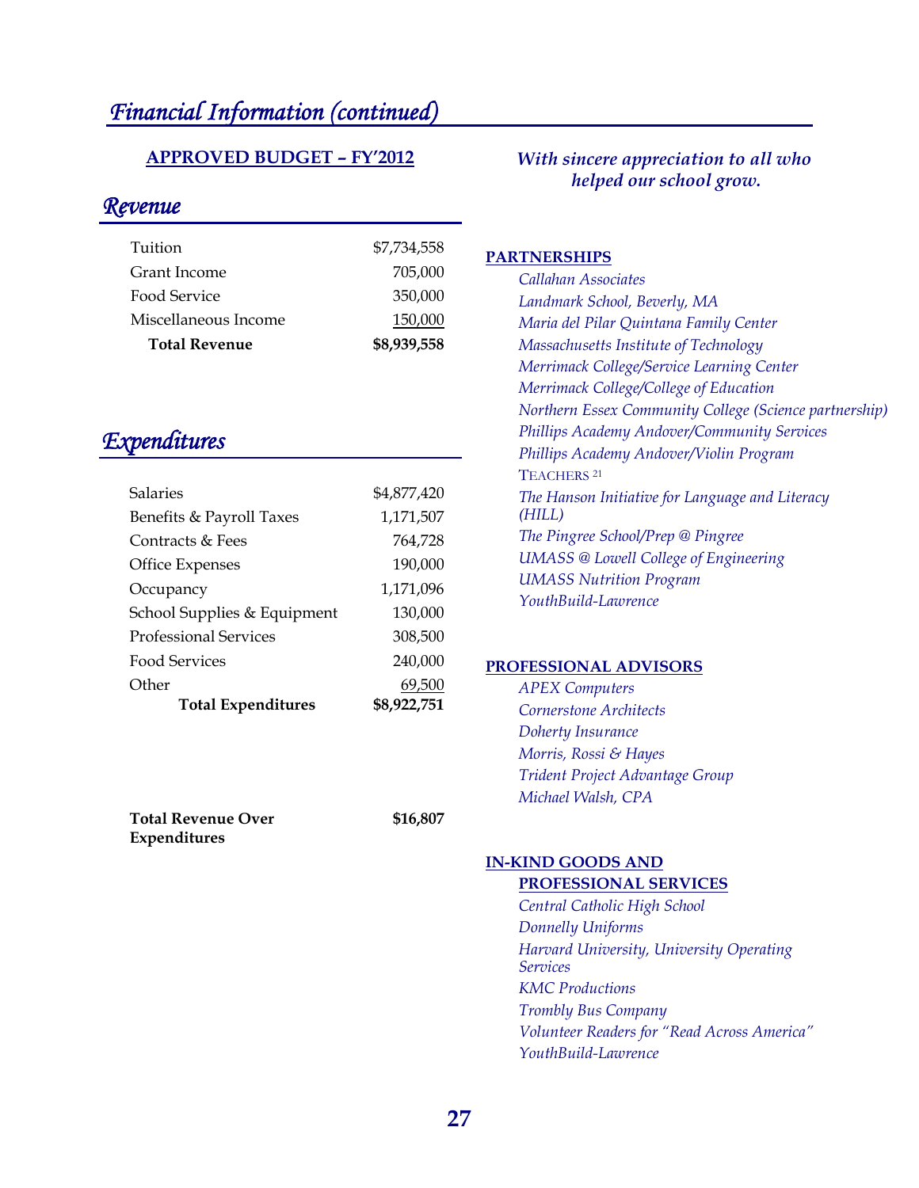# *Financial Information (continued)*

## APPROVED BUDGET – FY'2012

### *Revenue*

| | |
|---|---|
| Tuition | $7,734,558 |
| Grant Income | 705,000 |
| Food Service | 350,000 |
| Miscellaneous Income | 150,000 |
| **Total Revenue** | **$8,939,558** |

### *Expenditures*

| | |
|---|---|
| Salaries | $4,877,420 |
| Benefits & Payroll Taxes | 1,171,507 |
| Contracts & Fees | 764,728 |
| Office Expenses | 190,000 |
| Occupancy | 1,171,096 |
| School Supplies & Equipment | 130,000 |
| Professional Services | 308,500 |
| Food Services | 240,000 |
| Other | 69,500 |
| **Total Expenditures** | **$8,922,751** |

| | |
|---|---|
| **Total Revenue Over Expenditures** | **$16,807** |

***With sincere appreciation to all who helped our school grow.***

**PARTNERSHIPS**

*Callahan Associates*
*Landmark School, Beverly, MA*
*Maria del Pilar Quintana Family Center*
*Massachusetts Institute of Technology*
*Merrimack College/Service Learning Center*
*Merrimack College/College of Education*
*Northern Essex Community College (Science partnership)*
*Phillips Academy Andover/Community Services*
*Phillips Academy Andover/Violin Program*
TEACHERS 21
*The Hanson Initiative for Language and Literacy (HILL)*
*The Pingree School/Prep @ Pingree*
*UMASS @ Lowell College of Engineering*
*UMASS Nutrition Program*
*YouthBuild-Lawrence*

**PROFESSIONAL ADVISORS**

*APEX Computers*
*Cornerstone Architects*
*Doherty Insurance*
*Morris, Rossi & Hayes*
*Trident Project Advantage Group*
*Michael Walsh, CPA*

**IN-KIND GOODS AND PROFESSIONAL SERVICES**

*Central Catholic High School*
*Donnelly Uniforms*
*Harvard University, University Operating Services*
*KMC Productions*
*Trombly Bus Company*
*Volunteer Readers for "Read Across America"*
*YouthBuild-Lawrence*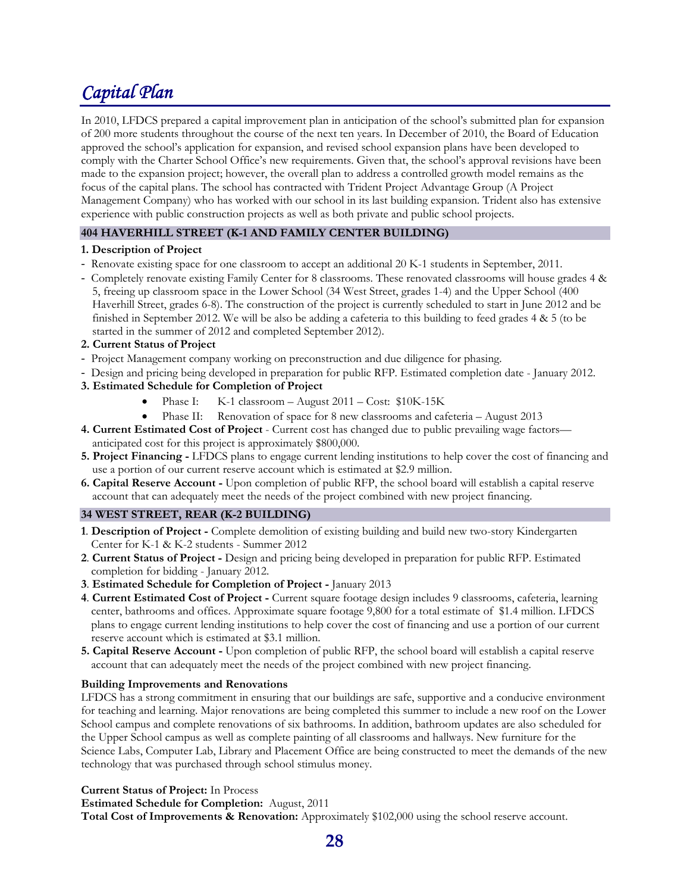# *Capital Plan*

In 2010, LFDCS prepared a capital improvement plan in anticipation of the school's submitted plan for expansion of 200 more students throughout the course of the next ten years. In December of 2010, the Board of Education approved the school's application for expansion, and revised school expansion plans have been developed to comply with the Charter School Office's new requirements. Given that, the school's approval revisions have been made to the expansion project; however, the overall plan to address a controlled growth model remains as the focus of the capital plans. The school has contracted with Trident Project Advantage Group (A Project Management Company) who has worked with our school in its last building expansion. Trident also has extensive experience with public construction projects as well as both private and public school projects.

## 404 HAVERHILL STREET (K-1 AND FAMILY CENTER BUILDING)

**1. Description of Project**

- Renovate existing space for one classroom to accept an additional 20 K-1 students in September, 2011.
- Completely renovate existing Family Center for 8 classrooms. These renovated classrooms will house grades 4 & 5, freeing up classroom space in the Lower School (34 West Street, grades 1-4) and the Upper School (400 Haverhill Street, grades 6-8). The construction of the project is currently scheduled to start in June 2012 and be finished in September 2012. We will be also be adding a cafeteria to this building to feed grades 4 & 5 (to be started in the summer of 2012 and completed September 2012).

**2. Current Status of Project**

- Project Management company working on preconstruction and due diligence for phasing.
- Design and pricing being developed in preparation for public RFP. Estimated completion date - January 2012.

**3. Estimated Schedule for Completion of Project**

- Phase I: K-1 classroom – August 2011 – Cost: $10K-15K
- Phase II: Renovation of space for 8 new classrooms and cafeteria – August 2013

**4. Current Estimated Cost of Project** - Current cost has changed due to public prevailing wage factors—anticipated cost for this project is approximately $800,000.

**5. Project Financing -** LFDCS plans to engage current lending institutions to help cover the cost of financing and use a portion of our current reserve account which is estimated at $2.9 million.

**6. Capital Reserve Account -** Upon completion of public RFP, the school board will establish a capital reserve account that can adequately meet the needs of the project combined with new project financing.

## 34 WEST STREET, REAR (K-2 BUILDING)

**1**. **Description of Project -** Complete demolition of existing building and build new two-story Kindergarten Center for K-1 & K-2 students - Summer 2012

**2**. **Current Status of Project -** Design and pricing being developed in preparation for public RFP. Estimated completion for bidding - January 2012.

**3**. **Estimated Schedule for Completion of Project -** January 2013

**4**. **Current Estimated Cost of Project -** Current square footage design includes 9 classrooms, cafeteria, learning center, bathrooms and offices. Approximate square footage 9,800 for a total estimate of $1.4 million. LFDCS plans to engage current lending institutions to help cover the cost of financing and use a portion of our current reserve account which is estimated at $3.1 million.

**5. Capital Reserve Account -** Upon completion of public RFP, the school board will establish a capital reserve account that can adequately meet the needs of the project combined with new project financing.

**Building Improvements and Renovations**

LFDCS has a strong commitment in ensuring that our buildings are safe, supportive and a conducive environment for teaching and learning. Major renovations are being completed this summer to include a new roof on the Lower School campus and complete renovations of six bathrooms. In addition, bathroom updates are also scheduled for the Upper School campus as well as complete painting of all classrooms and hallways. New furniture for the Science Labs, Computer Lab, Library and Placement Office are being constructed to meet the demands of the new technology that was purchased through school stimulus money.

**Current Status of Project:** In Process
**Estimated Schedule for Completion:** August, 2011
**Total Cost of Improvements & Renovation:** Approximately $102,000 using the school reserve account.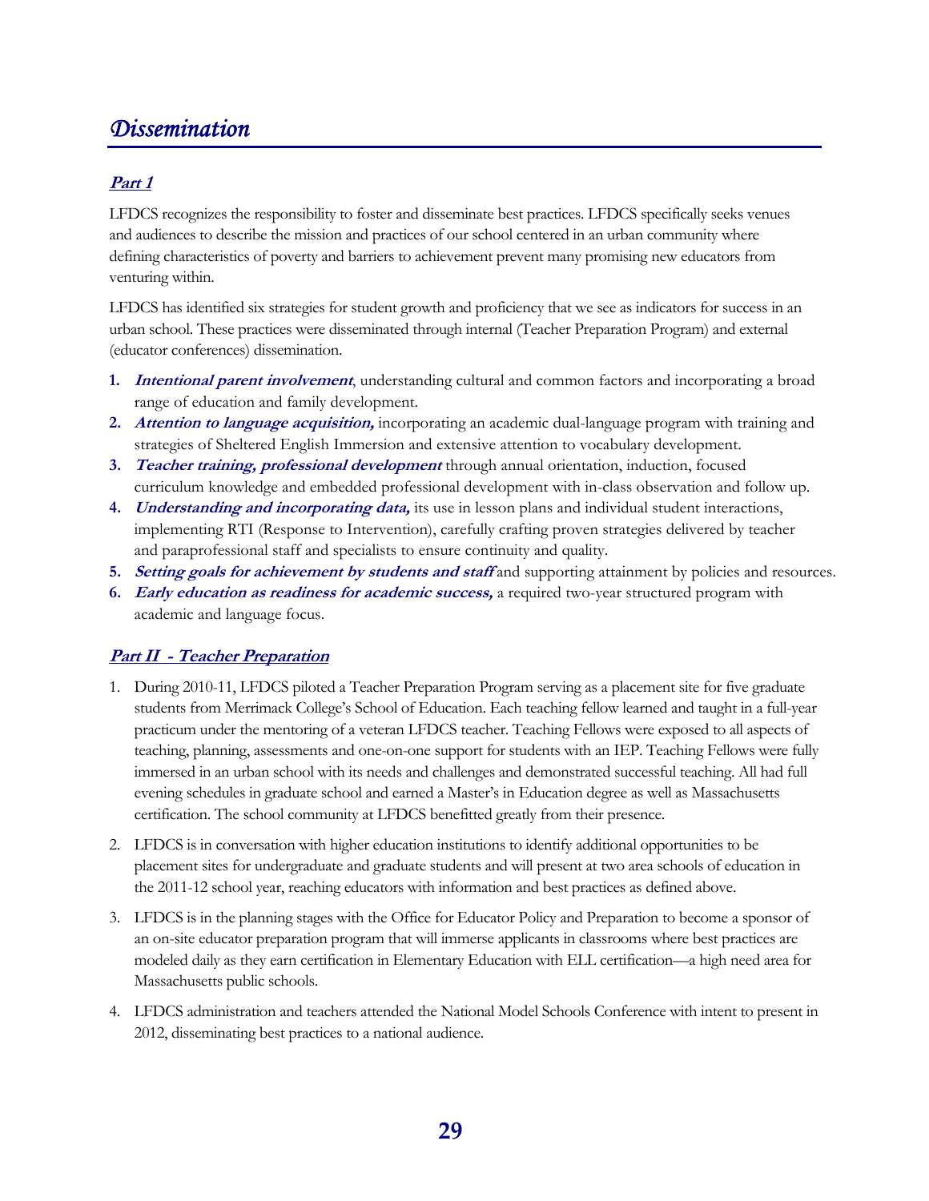# *Dissemination*

## ***Part 1***

LFDCS recognizes the responsibility to foster and disseminate best practices. LFDCS specifically seeks venues and audiences to describe the mission and practices of our school centered in an urban community where defining characteristics of poverty and barriers to achievement prevent many promising new educators from venturing within.

LFDCS has identified six strategies for student growth and proficiency that we see as indicators for success in an urban school. These practices were disseminated through internal (Teacher Preparation Program) and external (educator conferences) dissemination.

1. ***Intentional parent involvement***, understanding cultural and common factors and incorporating a broad range of education and family development.
2. ***Attention to language acquisition,*** incorporating an academic dual-language program with training and strategies of Sheltered English Immersion and extensive attention to vocabulary development.
3. ***Teacher training, professional development*** through annual orientation, induction, focused curriculum knowledge and embedded professional development with in-class observation and follow up.
4. ***Understanding and incorporating data,*** its use in lesson plans and individual student interactions, implementing RTI (Response to Intervention), carefully crafting proven strategies delivered by teacher and paraprofessional staff and specialists to ensure continuity and quality.
5. ***Setting goals for achievement by students and staff*** and supporting attainment by policies and resources.
6. ***Early education as readiness for academic success,*** a required two-year structured program with academic and language focus.

## ***Part II - Teacher Preparation***

1. During 2010-11, LFDCS piloted a Teacher Preparation Program serving as a placement site for five graduate students from Merrimack College's School of Education. Each teaching fellow learned and taught in a full-year practicum under the mentoring of a veteran LFDCS teacher. Teaching Fellows were exposed to all aspects of teaching, planning, assessments and one-on-one support for students with an IEP. Teaching Fellows were fully immersed in an urban school with its needs and challenges and demonstrated successful teaching. All had full evening schedules in graduate school and earned a Master's in Education degree as well as Massachusetts certification. The school community at LFDCS benefitted greatly from their presence.

2. LFDCS is in conversation with higher education institutions to identify additional opportunities to be placement sites for undergraduate and graduate students and will present at two area schools of education in the 2011-12 school year, reaching educators with information and best practices as defined above.

3. LFDCS is in the planning stages with the Office for Educator Policy and Preparation to become a sponsor of an on-site educator preparation program that will immerse applicants in classrooms where best practices are modeled daily as they earn certification in Elementary Education with ELL certification—a high need area for Massachusetts public schools.

4. LFDCS administration and teachers attended the National Model Schools Conference with intent to present in 2012, disseminating best practices to a national audience.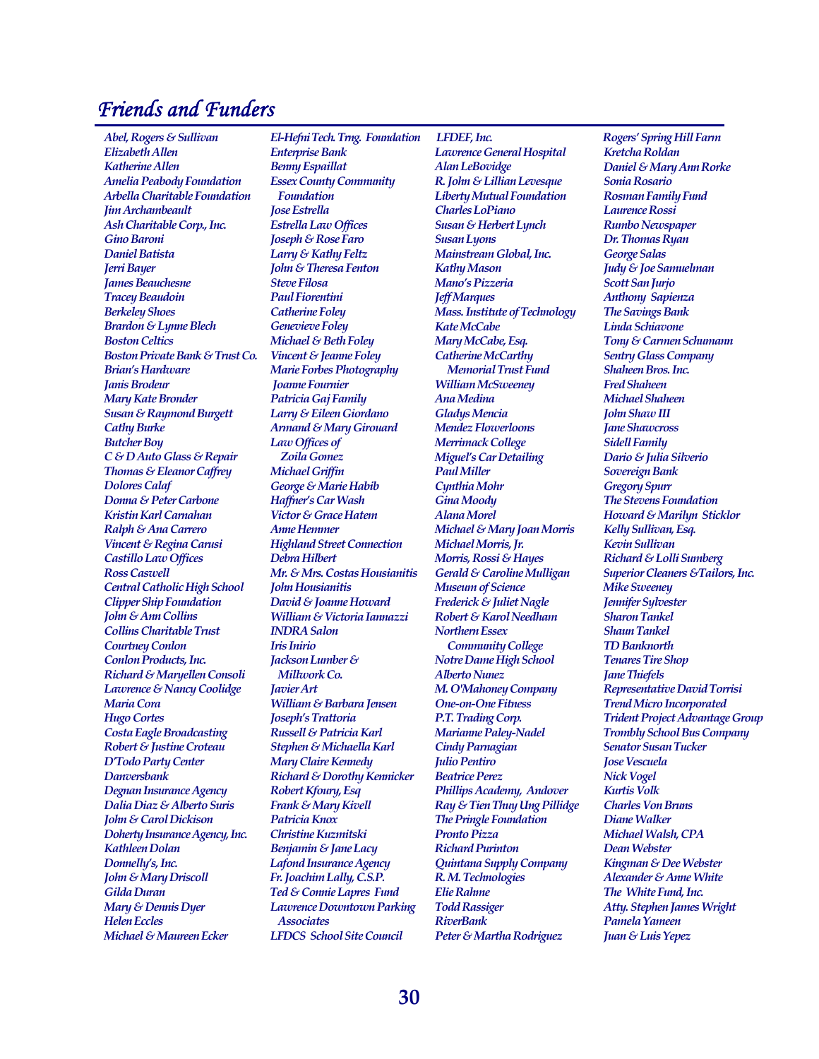# *Friends and Funders*

*Abel, Rogers & Sullivan*
*Elizabeth Allen*
*Katherine Allen*
*Amelia Peabody Foundation*
*Arbella Charitable Foundation*
*Jim Archambeault*
*Ash Charitable Corp., Inc.*
*Gino Baroni*
*Daniel Batista*
*Jerri Bayer*
*James Beauchesne*
*Tracey Beaudoin*
*Berkeley Shoes*
*Brandon & Lynne Blech*
*Boston Celtics*
*Boston Private Bank & Trust Co.*
*Brian's Hardware*
*Janis Brodeur*
*Mary Kate Bronder*
*Susan & Raymond Burgett*
*Cathy Burke*
*Butcher Boy*
*C & D Auto Glass & Repair*
*Thomas & Eleanor Caffrey*
*Dolores Calaf*
*Donna & Peter Carbone*
*Kristin Karl Carnahan*
*Ralph & Ana Carrero*
*Vincent & Regina Carusi*
*Castillo Law Offices*
*Ross Caswell*
*Central Catholic High School*
*Clipper Ship Foundation*
*John & Ann Collins*
*Collins Charitable Trust*
*Courtney Conlon*
*Conlon Products, Inc.*
*Richard & Maryellen Consoli*
*Lawrence & Nancy Coolidge*
*Maria Cora*
*Hugo Cortes*
*Costa Eagle Broadcasting*
*Robert & Justine Croteau*
*D'Todo Party Center*
*Danversbank*
*Degnan Insurance Agency*
*Dalia Diaz & Alberto Suris*
*John & Carol Dickison*
*Doherty Insurance Agency, Inc.*
*Kathleen Dolan*
*Donnelly's, Inc.*
*John & Mary Driscoll*
*Gilda Duran*
*Mary & Dennis Dyer*
*Helen Eccles*
*Michael & Maureen Ecker*
*El-Hefni Tech. Trng. Foundation*
*Enterprise Bank*
*Benny Espaillat*
*Essex County Community Foundation*
*Jose Estrella*
*Estrella Law Offices*
*Joseph & Rose Faro*
*Larry & Kathy Feltz*
*John & Theresa Fenton*
*Steve Filosa*
*Paul Fiorentini*
*Catherine Foley*
*Genevieve Foley*
*Michael & Beth Foley*
*Vincent & Jeanne Foley*
*Marie Forbes Photography*
*Joanne Fournier*
*Patricia Gaj Family*
*Larry & Eileen Giordano*
*Armand & Mary Girouard*
*Law Offices of Zoila Gomez*
*Michael Griffin*
*George & Marie Habib*
*Haffner's Car Wash*
*Victor & Grace Hatem*
*Anne Hemmer*
*Highland Street Connection*
*Debra Hilbert*
*Mr. & Mrs. Costas Housianitis*
*John Housianitis*
*David & Joanne Howard*
*William & Victoria Iannazzi*
*INDRA Salon*
*Iris Inirio*
*Jackson Lumber & Millwork Co.*
*Javier Art*
*William & Barbara Jensen*
*Joseph's Trattoria*
*Russell & Patricia Karl*
*Stephen & Michaella Karl*
*Mary Claire Kennedy*
*Richard & Dorothy Kennicker*
*Robert Kfoury, Esq*
*Frank & Mary Kivell*
*Patricia Knox*
*Christine Kuzmitski*
*Benjamin & Jane Lacy*
*Lafond Insurance Agency*
*Fr. Joachim Lally, C.S.P.*
*Ted & Connie Lapres Fund*
*Lawrence Downtown Parking Associates*
*LFDCS School Site Council*
*LFDEF, Inc.*
*Lawrence General Hospital*
*Alan LeBovidge*
*R. John & Lillian Levesque*
*Liberty Mutual Foundation*
*Charles LoPiano*
*Susan & Herbert Lynch*
*Susan Lyons*
*Mainstream Global, Inc.*
*Kathy Mason*
*Mano's Pizzeria*
*Jeff Marques*
*Mass. Institute of Technology*
*Kate McCabe*
*Mary McCabe, Esq.*
*Catherine McCarthy Memorial Trust Fund*
*William McSweeney*
*Ana Medina*
*Gladys Mencia*
*Mendez Flowerloons*
*Merrimack College*
*Miguel's Car Detailing*
*Paul Miller*
*Cynthia Mohr*
*Gina Moody*
*Alana Morel*
*Michael & Mary Joan Morris*
*Michael Morris, Jr.*
*Morris, Rossi & Hayes*
*Gerald & Caroline Mulligan*
*Museum of Science*
*Frederick & Juliet Nagle*
*Robert & Karol Needham*
*Northern Essex Community College*
*Notre Dame High School*
*Alberto Nunez*
*M. O'Mahoney Company*
*One-on-One Fitness*
*P.T. Trading Corp.*
*Marianne Paley-Nadel*
*Cindy Parnagian*
*Julio Pentiro*
*Beatrice Perez*
*Phillips Academy, Andover*
*Ray & Tien Thuy Ung Pillidge*
*The Pringle Foundation*
*Pronto Pizza*
*Richard Purinton*
*Quintana Supply Company*
*R. M. Technologies*
*Elie Rahme*
*Todd Rassiger*
*RiverBank*
*Peter & Martha Rodriguez*
*Rogers' Spring Hill Farm*
*Kretcha Roldan*
*Daniel & Mary Ann Rorke*
*Sonia Rosario*
*Rosman Family Fund*
*Laurence Rossi*
*Rumbo Newspaper*
*Dr. Thomas Ryan*
*George Salas*
*Judy & Joe Samuelman*
*Scott San Jurjo*
*Anthony Sapienza*
*The Savings Bank*
*Linda Schiavone*
*Tony & Carmen Schumann*
*Sentry Glass Company*
*Shaheen Bros. Inc.*
*Fred Shaheen*
*Michael Shaheen*
*John Shaw III*
*Jane Shawcross*
*Sidell Family*
*Dario & Julia Silverio*
*Sovereign Bank*
*Gregory Spurr*
*The Stevens Foundation*
*Howard & Marilyn Sticklor*
*Kelly Sullivan, Esq.*
*Kevin Sullivan*
*Richard & Lolli Sumberg*
*Superior Cleaners &Tailors, Inc.*
*Mike Sweeney*
*Jennifer Sylvester*
*Sharon Tankel*
*Shaun Tankel*
*TD Banknorth*
*Tenares Tire Shop*
*Jane Thiefels*
*Representative David Torrisi*
*Trend Micro Incorporated*
*Trident Project Advantage Group*
*Trombly School Bus Company*
*Senator Susan Tucker*
*Jose Vescuela*
*Nick Vogel*
*Kurtis Volk*
*Charles Von Bruns*
*Diane Walker*
*Michael Walsh, CPA*
*Dean Webster*
*Kingman & Dee Webster*
*Alexander & Anne White*
*The White Fund, Inc.*
*Atty. Stephen James Wright*
*Pamela Yameen*
*Juan & Luis Yepez*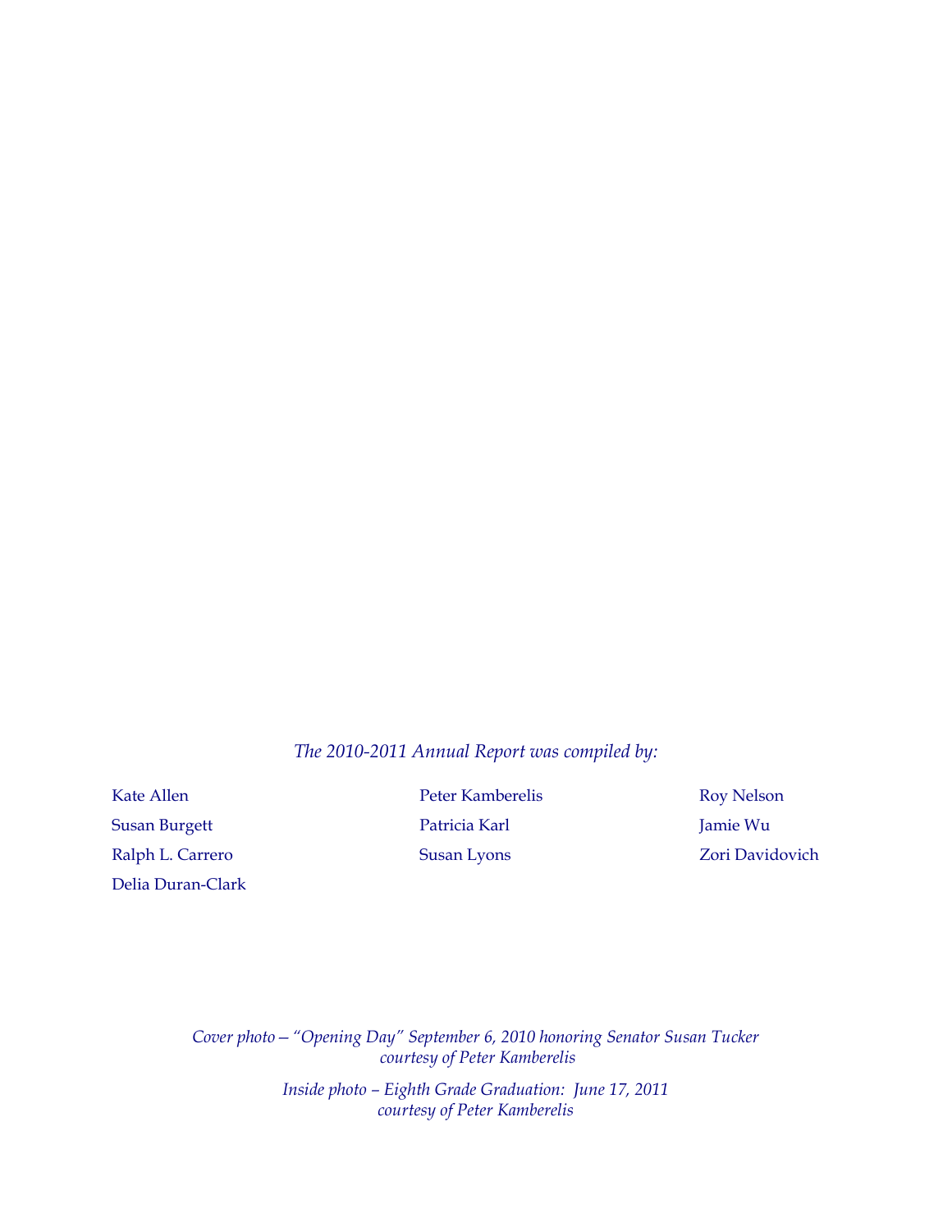*The 2010-2011 Annual Report was compiled by:*

Kate Allen
Susan Burgett
Ralph L. Carrero
Delia Duran-Clark
Peter Kamberelis
Patricia Karl
Susan Lyons
Roy Nelson
Jamie Wu
Zori Davidovich

*Cover photo – "Opening Day" September 6, 2010 honoring Senator Susan Tucker*
*courtesy of Peter Kamberelis*

*Inside photo – Eighth Grade Graduation: June 17, 2011*
*courtesy of Peter Kamberelis*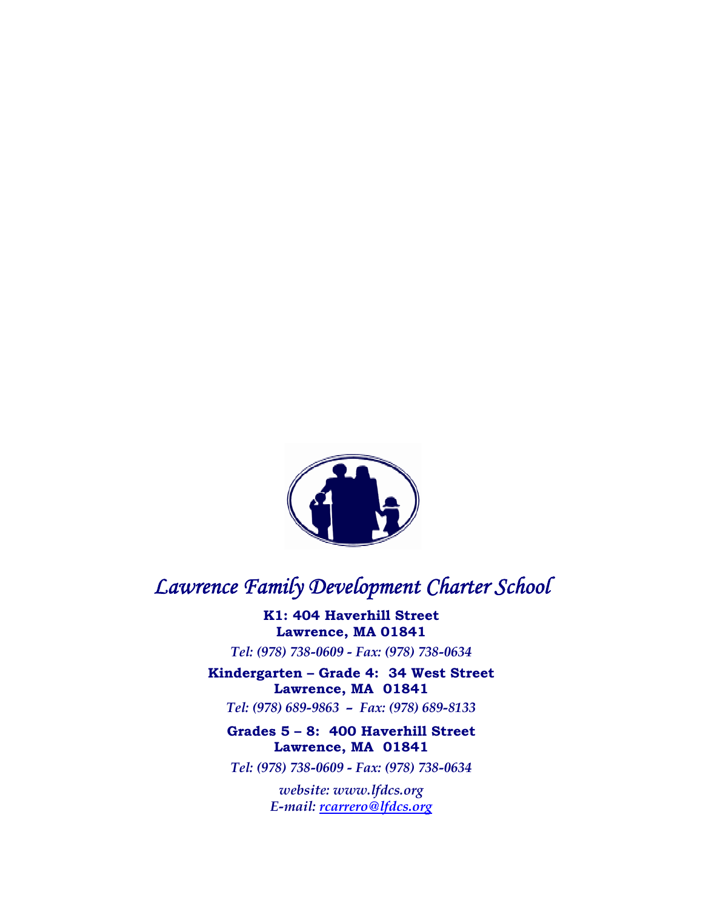*Lawrence Family Development Charter School*

**K1: 404 Haverhill Street**
**Lawrence, MA 01841**

*Tel: (978) 738-0609 - Fax: (978) 738-0634*

**Kindergarten – Grade 4: 34 West Street**
**Lawrence, MA 01841**

*Tel: (978) 689-9863 – Fax: (978) 689-8133*

**Grades 5 – 8: 400 Haverhill Street**
**Lawrence, MA 01841**

*Tel: (978) 738-0609 - Fax: (978) 738-0634*

*website: www.lfdcs.org*
*E-mail: rcarrero@lfdcs.org*